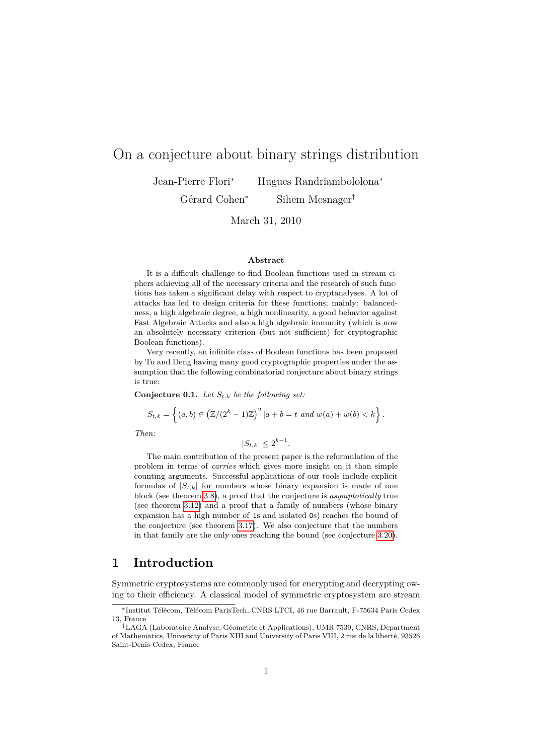# On a conjecture about binary strings distribution

Jean-Pierre Flori* Hugues Randriambololona*

Gérard Cohen* Sihem Mesnager†

March 31, 2010

### Abstract

It is a difficult challenge to find Boolean functions used in stream ciphers achieving all of the necessary criteria and the research of such functions has taken a significant delay with respect to cryptanalyses. A lot of attacks has led to design criteria for these functions; mainly: balancedness, a high algebraic degree, a high nonlinearity, a good behavior against Fast Algebraic Attacks and also a high algebraic immunity (which is now an absolutely necessary criterion (but not sufficient) for cryptographic Boolean functions).

Very recently, an infinite class of Boolean functions has been proposed by Tu and Deng having many good cryptographic properties under the assumption that the following combinatorial conjecture about binary strings is true:

**Conjecture 0.1.** *Let $S_{t,k}$ be the following set:*

$$S_{t,k} = \left\{ (a,b) \in \left(\mathbb{Z}/(2^k - 1)\mathbb{Z}\right)^2 | a + b = t \text{ and } w(a) + w(b) < k \right\}.$$

*Then:*

$$|S_{t,k}| \leq 2^{k-1}.$$

The main contribution of the present paper is the reformulation of the problem in terms of *carries* which gives more insight on it than simple counting arguments. Successful applications of our tools include explicit formulas of $|S_{t,k}|$ for numbers whose binary expansion is made of one block (see theorem 3.8), a proof that the conjecture is *asymptotically* true (see theorem 3.12) and a proof that a family of numbers (whose binary expansion has a high number of 1s and isolated 0s) reaches the bound of the conjecture (see theorem 3.17). We also conjecture that the numbers in that family are the only ones reaching the bound (see conjecture 3.20).

## 1 Introduction

Symmetric cryptosystems are commonly used for encrypting and decrypting owing to their efficiency. A classical model of symmetric cryptosystem are stream

*Institut Télécom, Télécom ParisTech, CNRS LTCI, 46 rue Barrault, F-75634 Paris Cedex 13, France

†LAGA (Laboratoire Analyse, Géometrie et Applications), UMR 7539, CNRS, Department of Mathematics, University of Paris XIII and University of Paris VIII, 2 rue de la liberté, 93526 Saint-Denis Cedex, France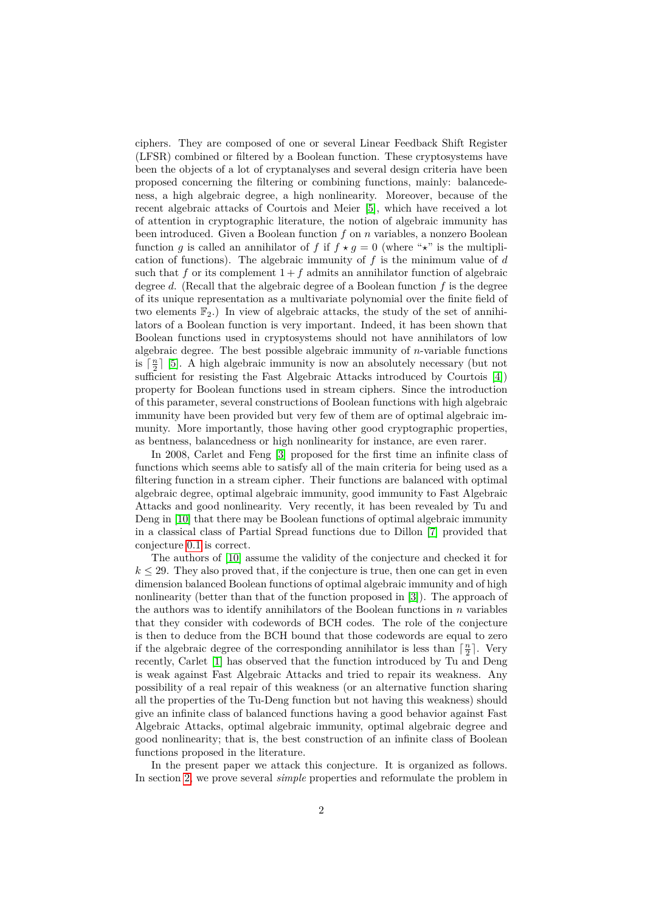ciphers. They are composed of one or several Linear Feedback Shift Register (LFSR) combined or filtered by a Boolean function. These cryptosystems have been the objects of a lot of cryptanalyses and several design criteria have been proposed concerning the filtering or combining functions, mainly: balancedeness, a high algebraic degree, a high nonlinearity. Moreover, because of the recent algebraic attacks of Courtois and Meier [5], which have received a lot of attention in cryptographic literature, the notion of algebraic immunity has been introduced. Given a Boolean function $f$ on $n$ variables, a nonzero Boolean function $g$ is called an annihilator of $f$ if $f \star g = 0$ (where "$\star$" is the multiplication of functions). The algebraic immunity of $f$ is the minimum value of $d$ such that $f$ or its complement $1 + f$ admits an annihilator function of algebraic degree $d$. (Recall that the algebraic degree of a Boolean function $f$ is the degree of its unique representation as a multivariate polynomial over the finite field of two elements $\mathbb{F}_2$.) In view of algebraic attacks, the study of the set of annihilators of a Boolean function is very important. Indeed, it has been shown that Boolean functions used in cryptosystems should not have annihilators of low algebraic degree. The best possible algebraic immunity of $n$-variable functions is $\lceil \frac{n}{2} \rceil$ [5]. A high algebraic immunity is now an absolutely necessary (but not sufficient for resisting the Fast Algebraic Attacks introduced by Courtois [4]) property for Boolean functions used in stream ciphers. Since the introduction of this parameter, several constructions of Boolean functions with high algebraic immunity have been provided but very few of them are of optimal algebraic immunity. More importantly, those having other good cryptographic properties, as bentness, balancedness or high nonlinearity for instance, are even rarer.

In 2008, Carlet and Feng [3] proposed for the first time an infinite class of functions which seems able to satisfy all of the main criteria for being used as a filtering function in a stream cipher. Their functions are balanced with optimal algebraic degree, optimal algebraic immunity, good immunity to Fast Algebraic Attacks and good nonlinearity. Very recently, it has been revealed by Tu and Deng in [10] that there may be Boolean functions of optimal algebraic immunity in a classical class of Partial Spread functions due to Dillon [7] provided that conjecture 0.1 is correct.

The authors of [10] assume the validity of the conjecture and checked it for $k \leq 29$. They also proved that, if the conjecture is true, then one can get in even dimension balanced Boolean functions of optimal algebraic immunity and of high nonlinearity (better than that of the function proposed in [3]). The approach of the authors was to identify annihilators of the Boolean functions in $n$ variables that they consider with codewords of BCH codes. The role of the conjecture is then to deduce from the BCH bound that those codewords are equal to zero if the algebraic degree of the corresponding annihilator is less than $\lceil \frac{n}{2} \rceil$. Very recently, Carlet [1] has observed that the function introduced by Tu and Deng is weak against Fast Algebraic Attacks and tried to repair its weakness. Any possibility of a real repair of this weakness (or an alternative function sharing all the properties of the Tu-Deng function but not having this weakness) should give an infinite class of balanced functions having a good behavior against Fast Algebraic Attacks, optimal algebraic immunity, optimal algebraic degree and good nonlinearity; that is, the best construction of an infinite class of Boolean functions proposed in the literature.

In the present paper we attack this conjecture. It is organized as follows. In section 2, we prove several *simple* properties and reformulate the problem in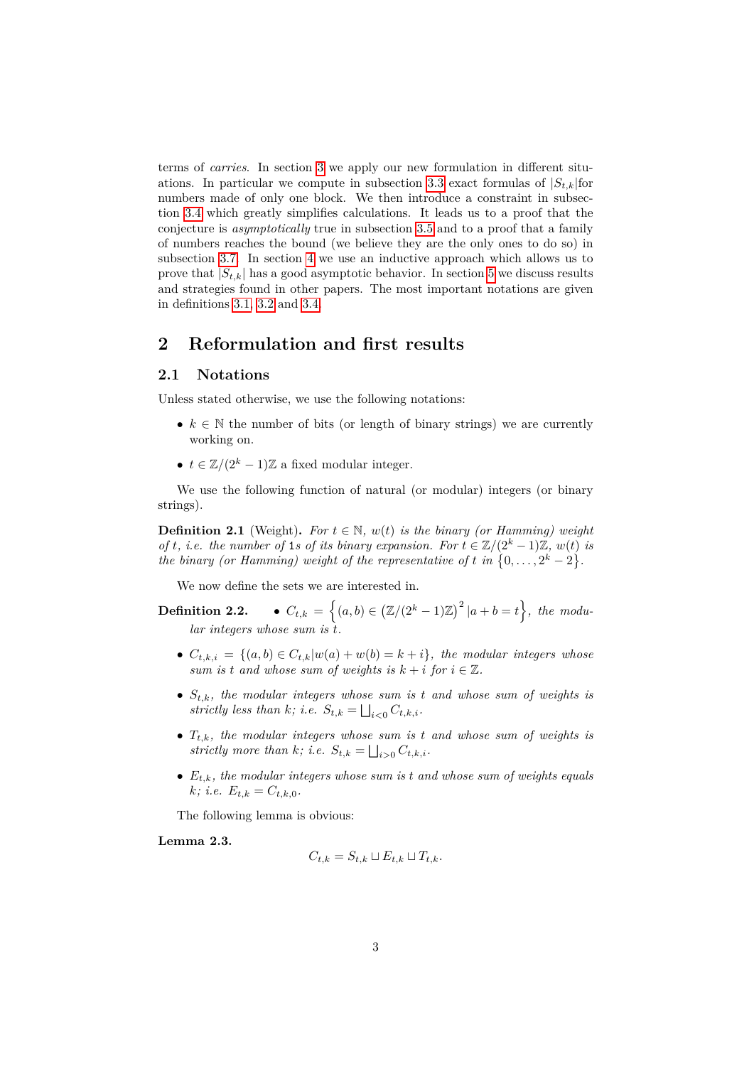terms of *carries*. In section 3 we apply our new formulation in different situations. In particular we compute in subsection 3.3 exact formulas of $|S_{t,k}|$for numbers made of only one block. We then introduce a constraint in subsection 3.4 which greatly simplifies calculations. It leads us to a proof that the conjecture is *asymptotically* true in subsection 3.5 and to a proof that a family of numbers reaches the bound (we believe they are the only ones to do so) in subsection 3.7. In section 4 we use an inductive approach which allows us to prove that $|S_{t,k}|$ has a good asymptotic behavior. In section 5 we discuss results and strategies found in other papers. The most important notations are given in definitions 3.1, 3.2 and 3.4.

## 2 Reformulation and first results

### 2.1 Notations

Unless stated otherwise, we use the following notations:

- $k \in \mathbb{N}$ the number of bits (or length of binary strings) we are currently working on.
- $t \in \mathbb{Z}/(2^k - 1)\mathbb{Z}$ a fixed modular integer.

We use the following function of natural (or modular) integers (or binary strings).

**Definition 2.1** (Weight)**.** *For $t \in \mathbb{N}$, $w(t)$ is the binary (or Hamming) weight of $t$, i.e. the number of* `1`*s of its binary expansion. For $t \in \mathbb{Z}/(2^k-1)\mathbb{Z}$, $w(t)$ is the binary (or Hamming) weight of the representative of $t$ in $\{0, \ldots, 2^k - 2\}$.*

We now define the sets we are interested in.

**Definition 2.2.**

- *$C_{t,k} = \left\{(a,b) \in \left(\mathbb{Z}/(2^k-1)\mathbb{Z}\right)^2 | a + b = t\right\}$, the modular integers whose sum is $t$.*
- *$C_{t,k,i} = \{(a,b) \in C_{t,k} | w(a) + w(b) = k + i\}$, the modular integers whose sum is $t$ and whose sum of weights is $k + i$ for $i \in \mathbb{Z}$.*
- *$S_{t,k}$, the modular integers whose sum is $t$ and whose sum of weights is strictly less than $k$; i.e. $S_{t,k} = \bigsqcup_{i<0} C_{t,k,i}$.*
- *$T_{t,k}$, the modular integers whose sum is $t$ and whose sum of weights is strictly more than $k$; i.e. $S_{t,k} = \bigsqcup_{i>0} C_{t,k,i}$.*
- *$E_{t,k}$, the modular integers whose sum is $t$ and whose sum of weights equals $k$; i.e. $E_{t,k} = C_{t,k,0}$.*

The following lemma is obvious:

**Lemma 2.3.**

$$C_{t,k} = S_{t,k} \sqcup E_{t,k} \sqcup T_{t,k}.$$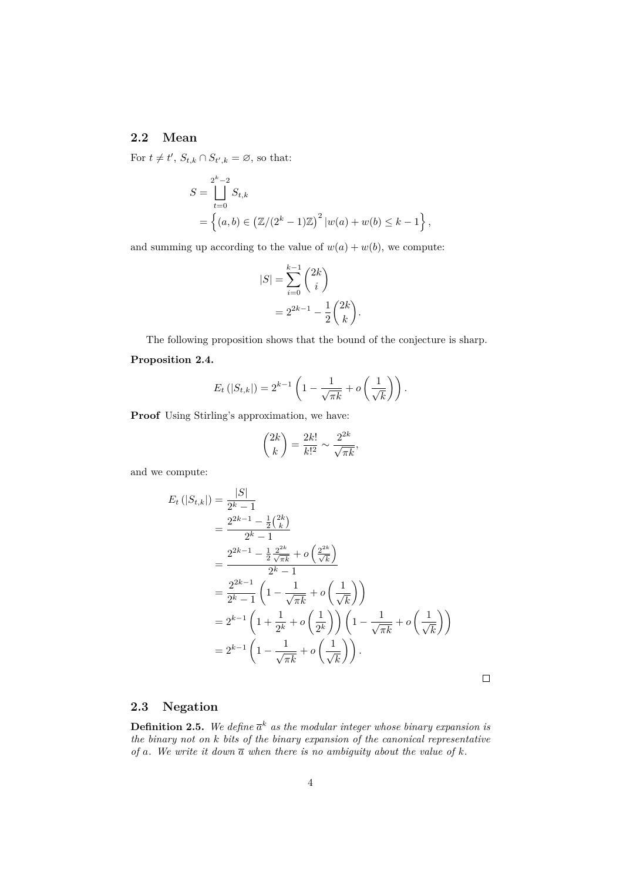## 2.2 Mean

For $t \neq t'$, $S_{t,k} \cap S_{t',k} = \varnothing$, so that:

$$
\begin{aligned}
S &= \bigsqcup_{t=0}^{2^k-2} S_{t,k} \\
&= \left\{ (a,b) \in \left(\mathbb{Z}/(2^k-1)\mathbb{Z}\right)^2 | w(a) + w(b) \leq k-1 \right\},
\end{aligned}
$$

and summing up according to the value of $w(a) + w(b)$, we compute:

$$
\begin{aligned}
|S| &= \sum_{i=0}^{k-1} \binom{2k}{i} \\
&= 2^{2k-1} - \frac{1}{2}\binom{2k}{k}.
\end{aligned}
$$

The following proposition shows that the bound of the conjecture is sharp.

**Proposition 2.4.**

$$
E_t\left(|S_{t,k}|\right) = 2^{k-1}\left(1 - \frac{1}{\sqrt{\pi k}} + o\left(\frac{1}{\sqrt{k}}\right)\right).
$$

**Proof** Using Stirling's approximation, we have:

$$
\binom{2k}{k} = \frac{2k!}{k!^2} \sim \frac{2^{2k}}{\sqrt{\pi k}},
$$

and we compute:

$$
\begin{aligned}
E_t\left(|S_{t,k}|\right) &= \frac{|S|}{2^k - 1} \\
&= \frac{2^{2k-1} - \frac{1}{2}\binom{2k}{k}}{2^k - 1} \\
&= \frac{2^{2k-1} - \frac{1}{2}\frac{2^{2k}}{\sqrt{\pi k}} + o\left(\frac{2^{2k}}{\sqrt{k}}\right)}{2^k - 1} \\
&= \frac{2^{2k-1}}{2^k - 1}\left(1 - \frac{1}{\sqrt{\pi k}} + o\left(\frac{1}{\sqrt{k}}\right)\right) \\
&= 2^{k-1}\left(1 + \frac{1}{2^k} + o\left(\frac{1}{2^k}\right)\right)\left(1 - \frac{1}{\sqrt{\pi k}} + o\left(\frac{1}{\sqrt{k}}\right)\right) \\
&= 2^{k-1}\left(1 - \frac{1}{\sqrt{\pi k}} + o\left(\frac{1}{\sqrt{k}}\right)\right).
\end{aligned}
$$

□

## 2.3 Negation

**Definition 2.5.** *We define $\overline{a}^k$ as the modular integer whose binary expansion is the binary not on $k$ bits of the binary expansion of the canonical representative of $a$. We write it down $\overline{a}$ when there is no ambiguity about the value of $k$.*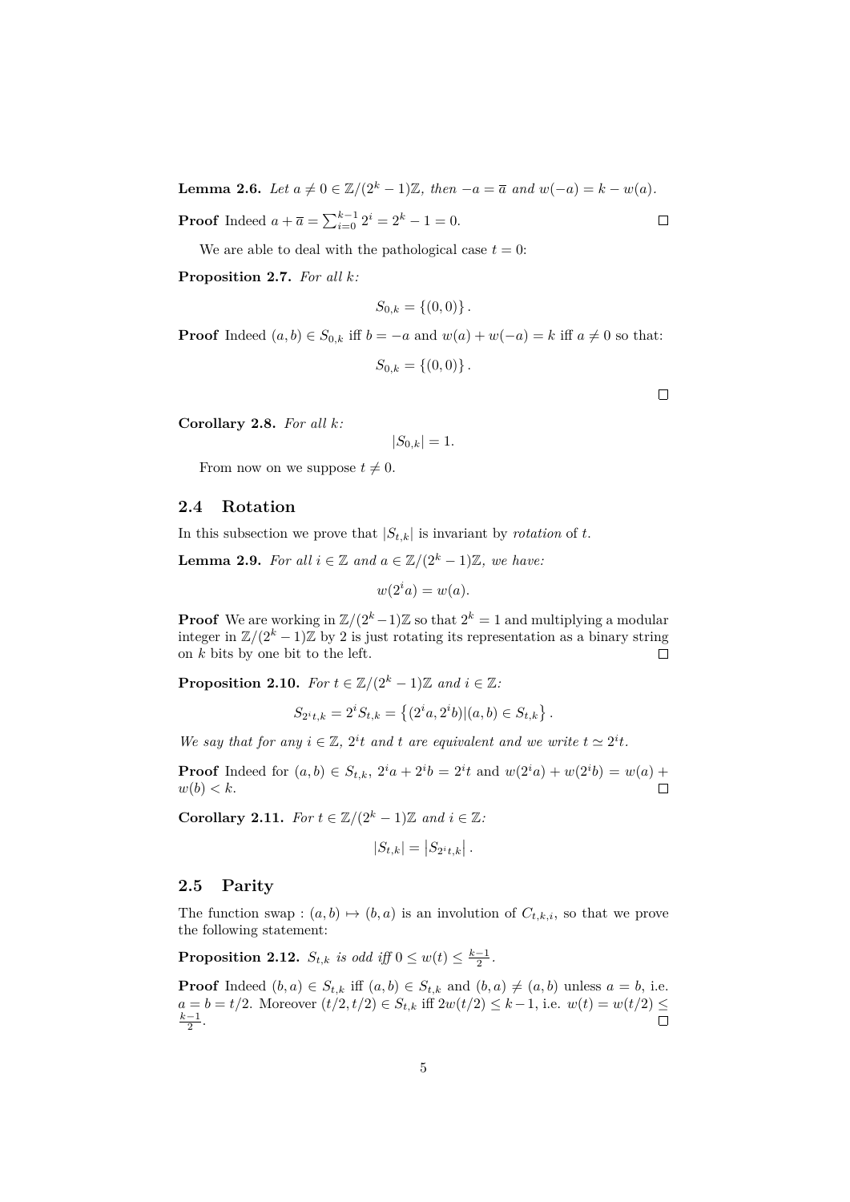**Lemma 2.6.** *Let $a \neq 0 \in \mathbb{Z}/(2^k-1)\mathbb{Z}$, then $-a = \overline{a}$ and $w(-a) = k - w(a)$.*

**Proof** Indeed $a + \overline{a} = \sum_{i=0}^{k-1} 2^i = 2^k - 1 = 0$. $\square$

We are able to deal with the pathological case $t = 0$:

**Proposition 2.7.** *For all $k$:*

$$S_{0,k} = \{(0,0)\}.$$

**Proof** Indeed $(a, b) \in S_{0,k}$ iff $b = -a$ and $w(a) + w(-a) = k$ iff $a \neq 0$ so that:

$$S_{0,k} = \{(0,0)\}.$$

$\square$

**Corollary 2.8.** *For all $k$:*

$$|S_{0,k}| = 1.$$

From now on we suppose $t \neq 0$.

## 2.4 Rotation

In this subsection we prove that $|S_{t,k}|$ is invariant by *rotation* of $t$.

**Lemma 2.9.** *For all $i \in \mathbb{Z}$ and $a \in \mathbb{Z}/(2^k-1)\mathbb{Z}$, we have:*

$$w(2^i a) = w(a).$$

**Proof** We are working in $\mathbb{Z}/(2^k-1)\mathbb{Z}$ so that $2^k = 1$ and multiplying a modular integer in $\mathbb{Z}/(2^k-1)\mathbb{Z}$ by 2 is just rotating its representation as a binary string on $k$ bits by one bit to the left. $\square$

**Proposition 2.10.** *For $t \in \mathbb{Z}/(2^k-1)\mathbb{Z}$ and $i \in \mathbb{Z}$:*

$$S_{2^i t,k} = 2^i S_{t,k} = \left\{(2^i a, 2^i b) | (a,b) \in S_{t,k}\right\}.$$

*We say that for any $i \in \mathbb{Z}$, $2^i t$ and $t$ are equivalent and we write $t \simeq 2^i t$.*

**Proof** Indeed for $(a, b) \in S_{t,k}$, $2^i a + 2^i b = 2^i t$ and $w(2^i a) + w(2^i b) = w(a) + w(b) < k$. $\square$

**Corollary 2.11.** *For $t \in \mathbb{Z}/(2^k-1)\mathbb{Z}$ and $i \in \mathbb{Z}$:*

$$|S_{t,k}| = \left|S_{2^i t,k}\right|.$$

## 2.5 Parity

The function swap : $(a, b) \mapsto (b, a)$ is an involution of $C_{t,k,i}$, so that we prove the following statement:

**Proposition 2.12.** *$S_{t,k}$ is odd iff $0 \leq w(t) \leq \frac{k-1}{2}$.*

**Proof** Indeed $(b, a) \in S_{t,k}$ iff $(a, b) \in S_{t,k}$ and $(b, a) \neq (a, b)$ unless $a = b$, i.e. $a = b = t/2$. Moreover $(t/2, t/2) \in S_{t,k}$ iff $2w(t/2) \leq k-1$, i.e. $w(t) = w(t/2) \leq \frac{k-1}{2}$. $\square$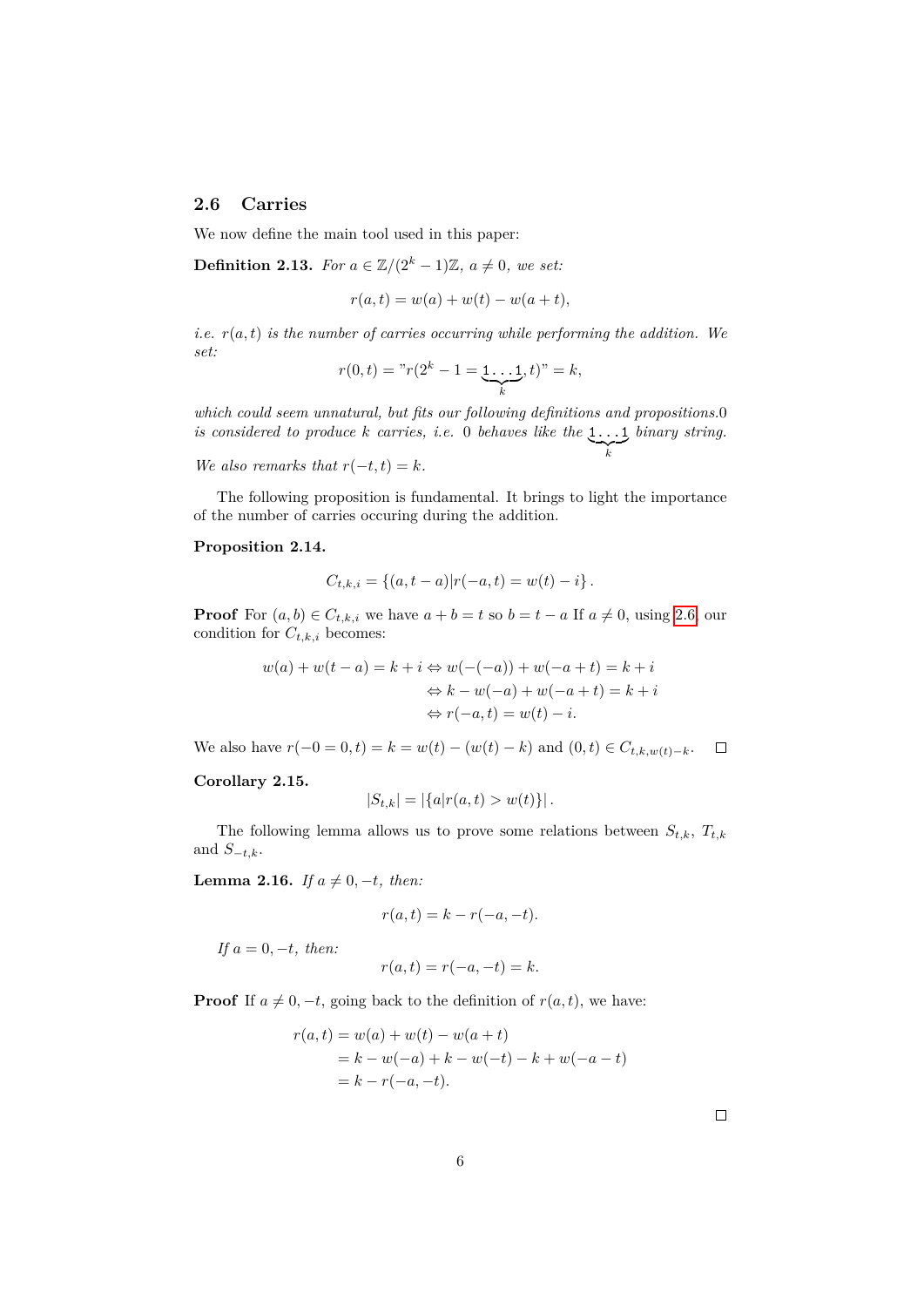## 2.6 Carries

We now define the main tool used in this paper:

**Definition 2.13.** *For $a \in \mathbb{Z}/(2^k-1)\mathbb{Z}$, $a \neq 0$, we set:*

$$r(a,t) = w(a) + w(t) - w(a+t),$$

*i.e. $r(a,t)$ is the number of carries occurring while performing the addition. We set:*

$$r(0,t) = \text{"}r(2^k - 1 = \underbrace{1\ldots1}_{k}, t)\text{"} = k,$$

*which could seem unnatural, but fits our following definitions and propositions.0 is considered to produce $k$ carries, i.e. 0 behaves like the $\underbrace{1\ldots1}_{k}$ binary string.*

*We also remarks that $r(-t,t) = k$.*

The following proposition is fundamental. It brings to light the importance of the number of carries occuring during the addition.

**Proposition 2.14.**

$$C_{t,k,i} = \{(a, t-a) | r(-a,t) = w(t) - i\}.$$

**Proof** For $(a,b) \in C_{t,k,i}$ we have $a+b=t$ so $b = t-a$ If $a \neq 0$, using 2.6, our condition for $C_{t,k,i}$ becomes:

$$\begin{aligned}
w(a) + w(t-a) = k+i &\Leftrightarrow w(-(-a)) + w(-a+t) = k+i \\
&\Leftrightarrow k - w(-a) + w(-a+t) = k+i \\
&\Leftrightarrow r(-a,t) = w(t) - i.
\end{aligned}$$

We also have $r(-0=0,t) = k = w(t) - (w(t)-k)$ and $(0,t) \in C_{t,k,w(t)-k}$. □

**Corollary 2.15.**

$$|S_{t,k}| = |\{a | r(a,t) > w(t)\}|.$$

The following lemma allows us to prove some relations between $S_{t,k}$, $T_{t,k}$ and $S_{-t,k}$.

**Lemma 2.16.** *If $a \neq 0, -t$, then:*

$$r(a,t) = k - r(-a,-t).$$

*If $a = 0, -t$, then:*

$$r(a,t) = r(-a,-t) = k.$$

**Proof** If $a \neq 0, -t$, going back to the definition of $r(a,t)$, we have:

$$\begin{aligned}
r(a,t) &= w(a) + w(t) - w(a+t) \\
&= k - w(-a) + k - w(-t) - k + w(-a-t) \\
&= k - r(-a,-t).
\end{aligned}$$

□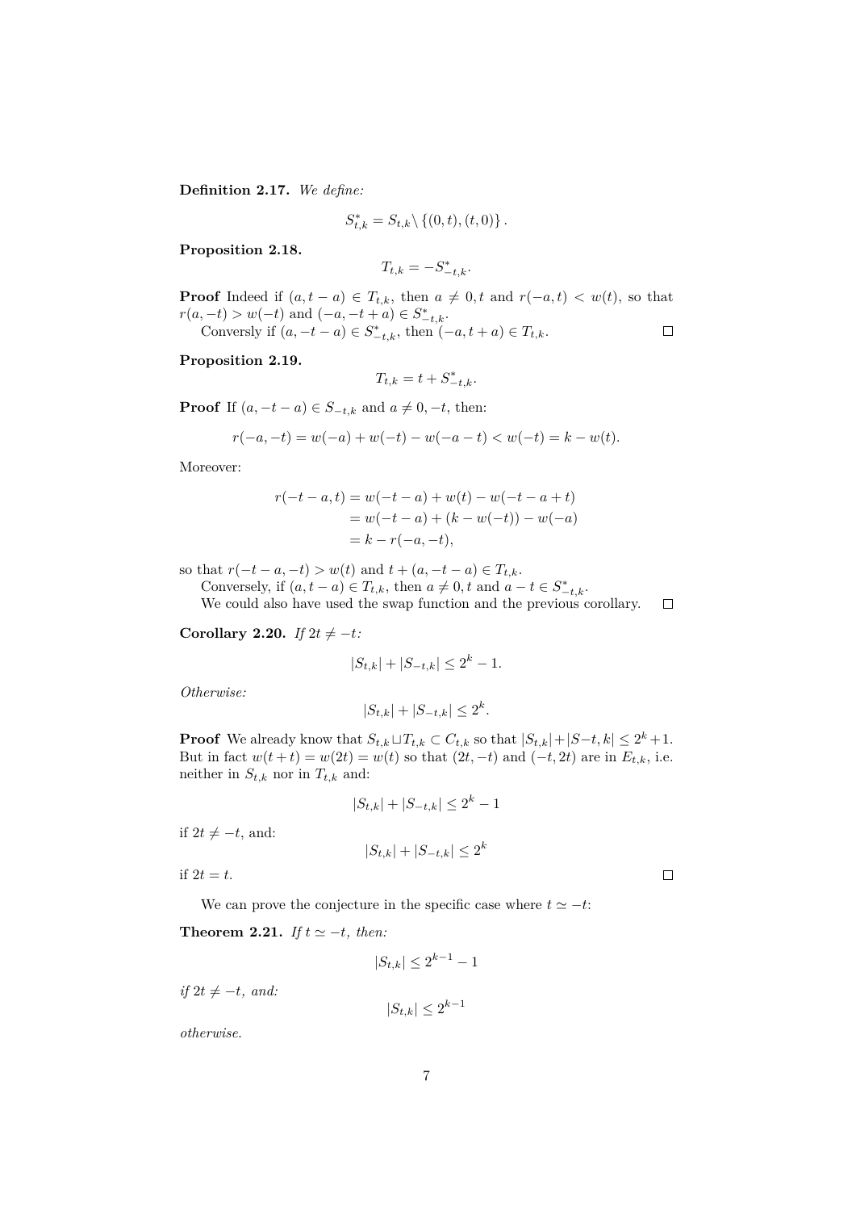**Definition 2.17.** *We define:*

$$S^*_{t,k} = S_{t,k} \setminus \{(0,t),(t,0)\}.$$

**Proposition 2.18.**

$$T_{t,k} = -S^*_{-t,k}.$$

**Proof** Indeed if $(a, t-a) \in T_{t,k}$, then $a \neq 0, t$ and $r(-a,t) < w(t)$, so that $r(a,-t) > w(-t)$ and $(-a, -t+a) \in S^*_{-t,k}$.

Conversely if $(a, -t-a) \in S^*_{-t,k}$, then $(-a, t+a) \in T_{t,k}$. □

**Proposition 2.19.**

$$T_{t,k} = t + S^*_{-t,k}.$$

**Proof** If $(a, -t-a) \in S_{-t,k}$ and $a \neq 0, -t$, then:

$$r(-a,-t) = w(-a) + w(-t) - w(-a-t) < w(-t) = k - w(t).$$

Moreover:

$$\begin{aligned}
r(-t-a, t) &= w(-t-a) + w(t) - w(-t-a+t) \\
&= w(-t-a) + (k - w(-t)) - w(-a) \\
&= k - r(-a,-t),
\end{aligned}$$

so that $r(-t-a,-t) > w(t)$ and $t + (a, -t-a) \in T_{t,k}$.

Conversely, if $(a, t-a) \in T_{t,k}$, then $a \neq 0, t$ and $a - t \in S^*_{-t,k}$.

We could also have used the swap function and the previous corollary. □

**Corollary 2.20.** *If $2t \neq -t$:*

$$|S_{t,k}| + |S_{-t,k}| \leq 2^k - 1.$$

*Otherwise:*

$$|S_{t,k}| + |S_{-t,k}| \leq 2^k.$$

**Proof** We already know that $S_{t,k} \sqcup T_{t,k} \subset C_{t,k}$ so that $|S_{t,k}| + |S-t,k| \leq 2^k + 1$. But in fact $w(t+t) = w(2t) = w(t)$ so that $(2t, -t)$ and $(-t, 2t)$ are in $E_{t,k}$, i.e. neither in $S_{t,k}$ nor in $T_{t,k}$ and:

$$|S_{t,k}| + |S_{-t,k}| \leq 2^k - 1$$

if $2t \neq -t$, and:

$$|S_{t,k}| + |S_{-t,k}| \leq 2^k$$

if $2t = t$. □

We can prove the conjecture in the specific case where $t \simeq -t$:

**Theorem 2.21.** *If $t \simeq -t$, then:*

$$|S_{t,k}| \leq 2^{k-1} - 1$$

*if $2t \neq -t$, and:*

$$|S_{t,k}| \leq 2^{k-1}$$

*otherwise.*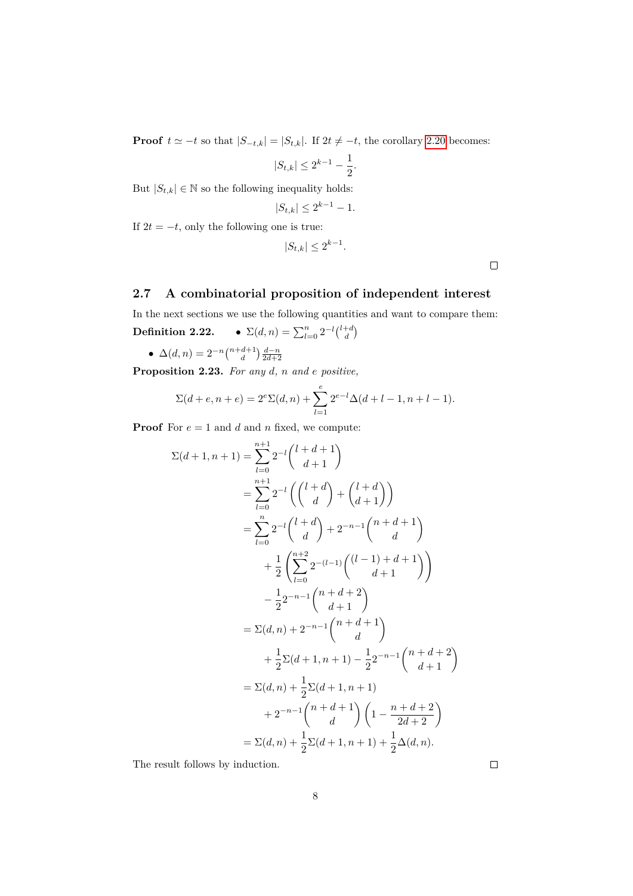**Proof** $t \simeq -t$ so that $|S_{-t,k}| = |S_{t,k}|$. If $2t \neq -t$, the corollary 2.20 becomes:

$$|S_{t,k}| \leq 2^{k-1} - \frac{1}{2}.$$

But $|S_{t,k}| \in \mathbb{N}$ so the following inequality holds:

$$|S_{t,k}| \leq 2^{k-1} - 1.$$

If $2t = -t$, only the following one is true:

$$|S_{t,k}| \leq 2^{k-1}.$$

□

## 2.7 A combinatorial proposition of independent interest

In the next sections we use the following quantities and want to compare them:

**Definition 2.22.**

- $\Sigma(d,n) = \sum_{l=0}^{n} 2^{-l}\binom{l+d}{d}$
- $\Delta(d,n) = 2^{-n}\binom{n+d+1}{d}\frac{d-n}{2d+2}$

**Proposition 2.23.** *For any $d$, $n$ and $e$ positive,*

$$\Sigma(d+e, n+e) = 2^e \Sigma(d,n) + \sum_{l=1}^{e} 2^{e-l}\Delta(d+l-1, n+l-1).$$

**Proof** For $e = 1$ and $d$ and $n$ fixed, we compute:

$$\begin{aligned}
\Sigma(d+1, n+1) &= \sum_{l=0}^{n+1} 2^{-l}\binom{l+d+1}{d+1} \\
&= \sum_{l=0}^{n+1} 2^{-l}\left(\binom{l+d}{d} + \binom{l+d}{d+1}\right) \\
&= \sum_{l=0}^{n} 2^{-l}\binom{l+d}{d} + 2^{-n-1}\binom{n+d+1}{d} \\
&\quad + \frac{1}{2}\left(\sum_{l=0}^{n+2} 2^{-(l-1)}\binom{(l-1)+d+1}{d+1}\right) \\
&\quad - \frac{1}{2}2^{-n-1}\binom{n+d+2}{d+1} \\
&= \Sigma(d,n) + 2^{-n-1}\binom{n+d+1}{d} \\
&\quad + \frac{1}{2}\Sigma(d+1,n+1) - \frac{1}{2}2^{-n-1}\binom{n+d+2}{d+1} \\
&= \Sigma(d,n) + \frac{1}{2}\Sigma(d+1,n+1) \\
&\quad + 2^{-n-1}\binom{n+d+1}{d}\left(1 - \frac{n+d+2}{2d+2}\right) \\
&= \Sigma(d,n) + \frac{1}{2}\Sigma(d+1,n+1) + \frac{1}{2}\Delta(d,n).
\end{aligned}$$

The result follows by induction.

□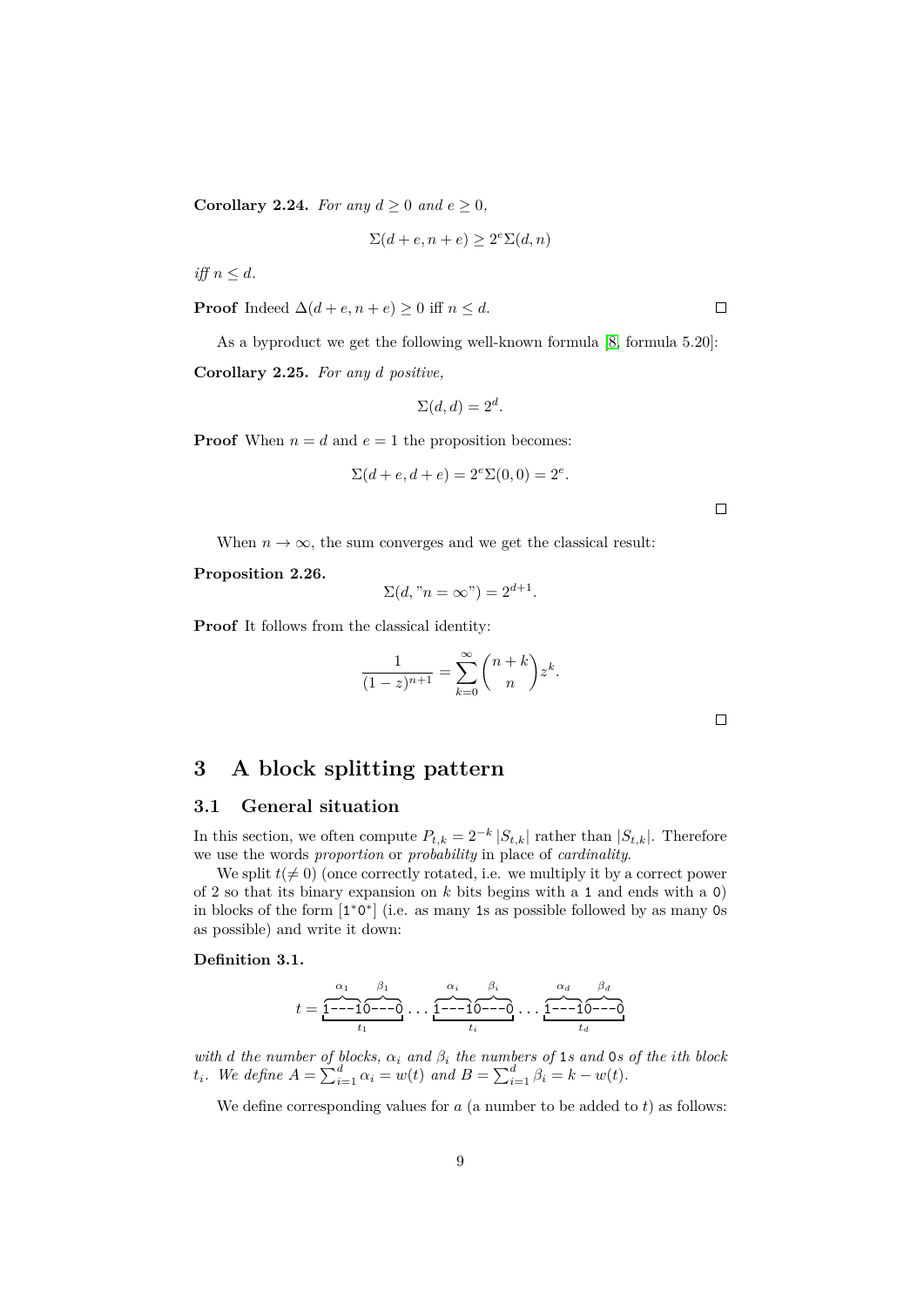**Corollary 2.24.** *For any $d \geq 0$ and $e \geq 0$,*

$$\Sigma(d+e, n+e) \geq 2^e \Sigma(d, n)$$

*iff $n \leq d$.*

**Proof** Indeed $\Delta(d+e, n+e) \geq 0$ iff $n \leq d$. □

As a byproduct we get the following well-known formula [8, formula 5.20]:

**Corollary 2.25.** *For any $d$ positive,*

$$\Sigma(d, d) = 2^d.$$

**Proof** When $n = d$ and $e = 1$ the proposition becomes:

$$\Sigma(d+e, d+e) = 2^e \Sigma(0, 0) = 2^e.$$

□

When $n \to \infty$, the sum converges and we get the classical result:

**Proposition 2.26.**

$$\Sigma(d, "n = \infty") = 2^{d+1}.$$

**Proof** It follows from the classical identity:

$$\frac{1}{(1-z)^{n+1}} = \sum_{k=0}^{\infty} \binom{n+k}{n} z^k.$$

□

# 3 A block splitting pattern

## 3.1 General situation

In this section, we often compute $P_{t,k} = 2^{-k} |S_{t,k}|$ rather than $|S_{t,k}|$. Therefore we use the words *proportion* or *probability* in place of *cardinality*.

We split $t (\neq 0)$ (once correctly rotated, i.e. we multiply it by a correct power of 2 so that its binary expansion on $k$ bits begins with a 1 and ends with a 0) in blocks of the form [$1^*0^*$] (i.e. as many 1s as possible followed by as many 0s as possible) and write it down:

**Definition 3.1.**

$$t = \underbrace{\overbrace{1\text{---}1}^{\alpha_1}\overbrace{0\text{---}0}^{\beta_1}}_{t_1} \dots \underbrace{\overbrace{1\text{---}1}^{\alpha_i}\overbrace{0\text{---}0}^{\beta_i}}_{t_i} \dots \underbrace{\overbrace{1\text{---}1}^{\alpha_d}\overbrace{0\text{---}0}^{\beta_d}}_{t_d}$$

*with $d$ the number of blocks, $\alpha_i$ and $\beta_i$ the numbers of 1s and 0s of the ith block $t_i$. We define $A = \sum_{i=1}^{d} \alpha_i = w(t)$ and $B = \sum_{i=1}^{d} \beta_i = k - w(t)$.*

We define corresponding values for $a$ (a number to be added to $t$) as follows: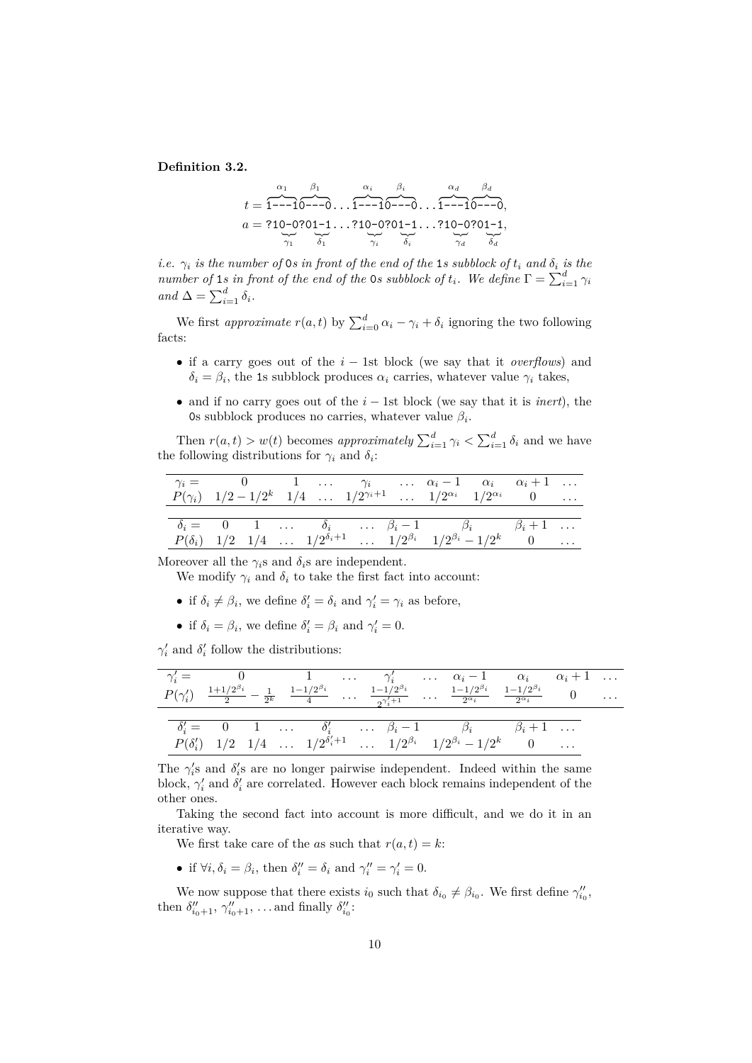**Definition 3.2.**

$$t = \overbrace{\texttt{1---1}}^{\alpha_1}\overbrace{\texttt{0---0}}^{\beta_1}\dots\overbrace{\texttt{1---1}}^{\alpha_i}\overbrace{\texttt{0---0}}^{\beta_i}\dots\overbrace{\texttt{1---1}}^{\alpha_d}\overbrace{\texttt{0---0}}^{\beta_d},$$

$$a = \texttt{?1}\underbrace{\texttt{0-0}}_{\gamma_1}\texttt{?0}\underbrace{\texttt{1-1}}_{\delta_1}\dots\texttt{?1}\underbrace{\texttt{0-0}}_{\gamma_i}\texttt{?0}\underbrace{\texttt{1-1}}_{\delta_i}\dots\texttt{?1}\underbrace{\texttt{0-0}}_{\gamma_d}\texttt{?0}\underbrace{\texttt{1-1}}_{\delta_d},$$

*i.e. $\gamma_i$ is the number of* `0`*s in front of the end of the* `1`*s subblock of $t_i$ and $\delta_i$ is the number of* `1`*s in front of the end of the* `0`*s subblock of $t_i$. We define $\Gamma = \sum_{i=1}^{d} \gamma_i$ and $\Delta = \sum_{i=1}^{d} \delta_i$.*

We first *approximate* $r(a,t)$ by $\sum_{i=0}^{d} \alpha_i - \gamma_i + \delta_i$ ignoring the two following facts:

- if a carry goes out of the $i-1$st block (we say that it *overflows*) and $\delta_i = \beta_i$, the `1`s subblock produces $\alpha_i$ carries, whatever value $\gamma_i$ takes,
- and if no carry goes out of the $i-1$st block (we say that it is *inert*), the `0`s subblock produces no carries, whatever value $\beta_i$.

Then $r(a,t) > w(t)$ becomes *approximately* $\sum_{i=1}^{d} \gamma_i < \sum_{i=1}^{d} \delta_i$ and we have the following distributions for $\gamma_i$ and $\delta_i$:

| $\gamma_i =$ | $0$ | $1$ | $\dots$ | $\gamma_i$ | $\dots$ | $\alpha_i - 1$ | $\alpha_i$ | $\alpha_i + 1$ | $\dots$ |
|---|---|---|---|---|---|---|---|---|---|
| $P(\gamma_i)$ | $1/2 - 1/2^k$ | $1/4$ | $\dots$ | $1/2^{\gamma_i+1}$ | $\dots$ | $1/2^{\alpha_i}$ | $1/2^{\alpha_i}$ | $0$ | $\dots$ |

| $\delta_i =$ | $0$ | $1$ | $\dots$ | $\delta_i$ | $\dots$ | $\beta_i - 1$ | $\beta_i$ | $\beta_i + 1$ | $\dots$ |
|---|---|---|---|---|---|---|---|---|---|
| $P(\delta_i)$ | $1/2$ | $1/4$ | $\dots$ | $1/2^{\delta_i+1}$ | $\dots$ | $1/2^{\beta_i}$ | $1/2^{\beta_i} - 1/2^k$ | $0$ | $\dots$ |

Moreover all the $\gamma_i$s and $\delta_i$s are independent.

We modify $\gamma_i$ and $\delta_i$ to take the first fact into account:

- if $\delta_i \neq \beta_i$, we define $\delta'_i = \delta_i$ and $\gamma'_i = \gamma_i$ as before,
- if $\delta_i = \beta_i$, we define $\delta'_i = \beta_i$ and $\gamma'_i = 0$.

$\gamma'_i$ and $\delta'_i$ follow the distributions:

| $\gamma'_i =$ | $0$ | $1$ | $\dots$ | $\gamma'_i$ | $\dots$ | $\alpha_i - 1$ | $\alpha_i$ | $\alpha_i + 1$ | $\dots$ |
|---|---|---|---|---|---|---|---|---|---|
| $P(\gamma'_i)$ | $\frac{1+1/2^{\beta_i}}{2} - \frac{1}{2^k}$ | $\frac{1-1/2^{\beta_i}}{4}$ | $\dots$ | $\frac{1-1/2^{\beta_i}}{2^{\gamma'_i+1}}$ | $\dots$ | $\frac{1-1/2^{\beta_i}}{2^{\alpha_i}}$ | $\frac{1-1/2^{\beta_i}}{2^{\alpha_i}}$ | $0$ | $\dots$ |

| $\delta'_i =$ | $0$ | $1$ | $\dots$ | $\delta'_i$ | $\dots$ | $\beta_i - 1$ | $\beta_i$ | $\beta_i + 1$ | $\dots$ |
|---|---|---|---|---|---|---|---|---|---|
| $P(\delta'_i)$ | $1/2$ | $1/4$ | $\dots$ | $1/2^{\delta'_i+1}$ | $\dots$ | $1/2^{\beta_i}$ | $1/2^{\beta_i} - 1/2^k$ | $0$ | $\dots$ |

The $\gamma'_i$s and $\delta'_i$s are no longer pairwise independent. Indeed within the same block, $\gamma'_i$ and $\delta'_i$ are correlated. However each block remains independent of the other ones.

Taking the second fact into account is more difficult, and we do it in an iterative way.

We first take care of the $a$s such that $r(a,t) = k$:

- if $\forall i, \delta_i = \beta_i$, then $\delta''_i = \delta_i$ and $\gamma''_i = \gamma'_i = 0$.

We now suppose that there exists $i_0$ such that $\delta_{i_0} \neq \beta_{i_0}$. We first define $\gamma''_{i_0}$, then $\delta''_{i_0+1}$, $\gamma''_{i_0+1}$, … and finally $\delta''_{i_0}$: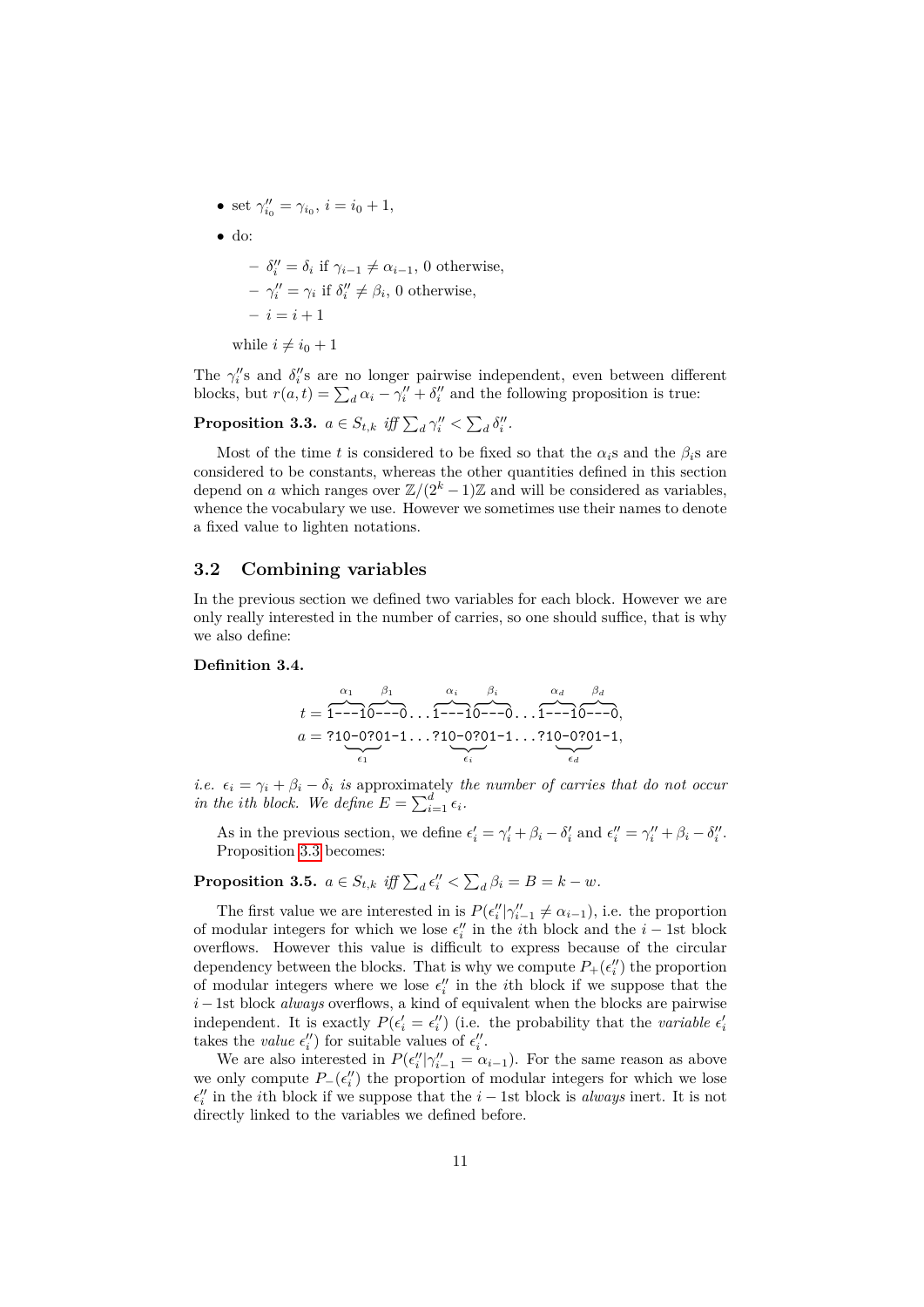- set $\gamma''_{i_0} = \gamma_{i_0}$, $i = i_0 + 1$,
- do:
  - $\delta''_i = \delta_i$ if $\gamma_{i-1} \neq \alpha_{i-1}$, 0 otherwise,
  - $\gamma''_i = \gamma_i$ if $\delta''_i \neq \beta_i$, 0 otherwise,
  - $i = i + 1$

  while $i \neq i_0 + 1$

The $\gamma''_i$s and $\delta''_i$s are no longer pairwise independent, even between different blocks, but $r(a,t) = \sum_d \alpha_i - \gamma''_i + \delta''_i$ and the following proposition is true:

**Proposition 3.3.** $a \in S_{t,k}$ *iff* $\sum_d \gamma''_i < \sum_d \delta''_i$.

Most of the time $t$ is considered to be fixed so that the $\alpha_i$s and the $\beta_i$s are considered to be constants, whereas the other quantities defined in this section depend on $a$ which ranges over $\mathbb{Z}/(2^k-1)\mathbb{Z}$ and will be considered as variables, whence the vocabulary we use. However we sometimes use their names to denote a fixed value to lighten notations.

## 3.2 Combining variables

In the previous section we defined two variables for each block. However we are only really interested in the number of carries, so one should suffice, that is why we also define:

**Definition 3.4.**

$$t = \overbrace{\texttt{1---1}}^{\alpha_1}\overbrace{\texttt{0---0}}^{\beta_1}\ldots\overbrace{\texttt{1---1}}^{\alpha_i}\overbrace{\texttt{0---0}}^{\beta_i}\ldots\overbrace{\texttt{1---1}}^{\alpha_d}\overbrace{\texttt{0---0}}^{\beta_d},$$
$$a = \texttt{?1}\underbrace{\texttt{0-0?0}}_{\epsilon_1}\texttt{1-1}\ldots\texttt{?1}\underbrace{\texttt{0-0?0}}_{\epsilon_i}\texttt{1-1}\ldots\texttt{?1}\underbrace{\texttt{0-0?0}}_{\epsilon_d}\texttt{1-1},$$

*i.e.* $\epsilon_i = \gamma_i + \beta_i - \delta_i$ *is* approximately *the number of carries that do not occur in the ith block. We define* $E = \sum_{i=1}^{d} \epsilon_i$.

As in the previous section, we define $\epsilon'_i = \gamma'_i + \beta_i - \delta'_i$ and $\epsilon''_i = \gamma''_i + \beta_i - \delta''_i$. Proposition 3.3 becomes:

**Proposition 3.5.** $a \in S_{t,k}$ *iff* $\sum_d \epsilon''_i < \sum_d \beta_i = B = k - w$.

The first value we are interested in is $P(\epsilon''_i | \gamma''_{i-1} \neq \alpha_{i-1})$, i.e. the proportion of modular integers for which we lose $\epsilon''_i$ in the $i$th block and the $i-1$st block overflows. However this value is difficult to express because of the circular dependency between the blocks. That is why we compute $P_+(\epsilon''_i)$ the proportion of modular integers where we lose $\epsilon''_i$ in the $i$th block if we suppose that the $i-1$st block *always* overflows, a kind of equivalent when the blocks are pairwise independent. It is exactly $P(\epsilon'_i = \epsilon''_i)$ (i.e. the probability that the *variable* $\epsilon'_i$ takes the *value* $\epsilon''_i$) for suitable values of $\epsilon''_i$.

We are also interested in $P(\epsilon''_i | \gamma''_{i-1} = \alpha_{i-1})$. For the same reason as above we only compute $P_-(\epsilon''_i)$ the proportion of modular integers for which we lose $\epsilon''_i$ in the $i$th block if we suppose that the $i-1$st block is *always* inert. It is not directly linked to the variables we defined before.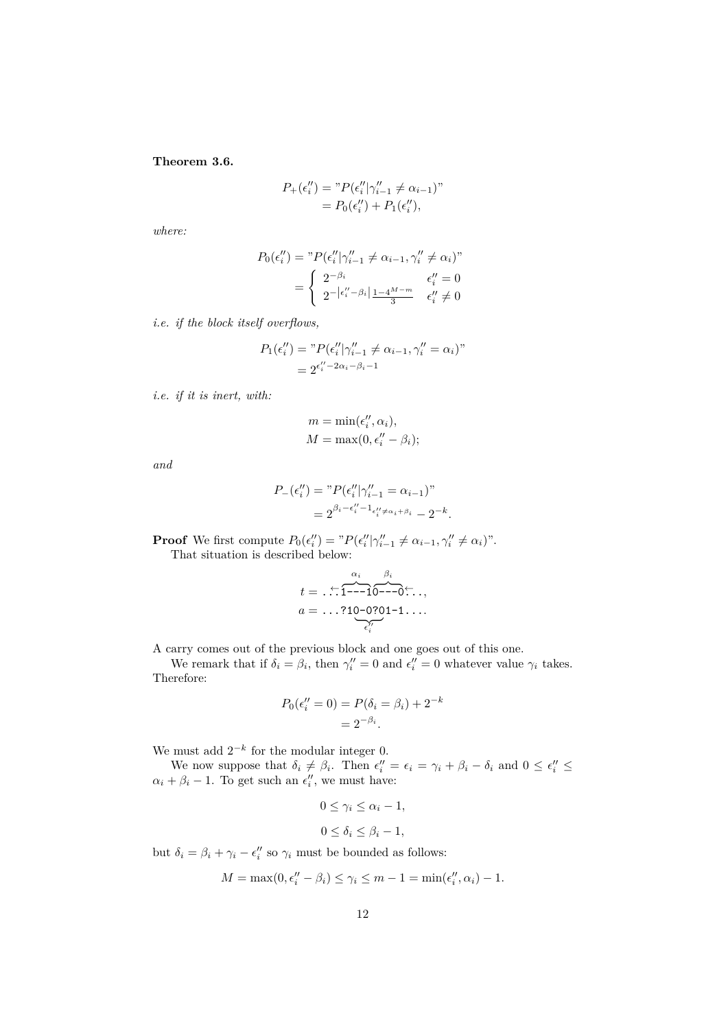**Theorem 3.6.**

$$
\begin{aligned}
P_+(\epsilon_i'') &= \text{"}P(\epsilon_i''|\gamma_{i-1}'' \neq \alpha_{i-1})\text{"} \\
&= P_0(\epsilon_i'') + P_1(\epsilon_i''),
\end{aligned}
$$

*where:*

$$
\begin{aligned}
P_0(\epsilon_i'') &= \text{"}P(\epsilon_i''|\gamma_{i-1}'' \neq \alpha_{i-1}, \gamma_i'' \neq \alpha_i)\text{"} \\
&= \left\{ \begin{array}{ll} 2^{-\beta_i} & \epsilon_i'' = 0 \\ 2^{-|\epsilon_i'' - \beta_i|} \frac{1-4^{M-m}}{3} & \epsilon_i'' \neq 0 \end{array} \right.
\end{aligned}
$$

*i.e. if the block itself overflows,*

$$
\begin{aligned}
P_1(\epsilon_i'') &= \text{"}P(\epsilon_i''|\gamma_{i-1}'' \neq \alpha_{i-1}, \gamma_i'' = \alpha_i)\text{"} \\
&= 2^{\epsilon_i'' - 2\alpha_i - \beta_i - 1}
\end{aligned}
$$

*i.e. if it is inert, with:*

$$
\begin{aligned}
m &= \min(\epsilon_i'', \alpha_i), \\
M &= \max(0, \epsilon_i'' - \beta_i);
\end{aligned}
$$

*and*

$$
\begin{aligned}
P_-(\epsilon_i'') &= \text{"}P(\epsilon_i''|\gamma_{i-1}'' = \alpha_{i-1})\text{"} \\
&= 2^{\beta_i - \epsilon_i'' - 1_{\epsilon_i'' \neq \alpha_i + \beta_i}} - 2^{-k}.
\end{aligned}
$$

**Proof** We first compute $P_0(\epsilon_i'') = \text{"}P(\epsilon_i''|\gamma_{i-1}'' \neq \alpha_{i-1}, \gamma_i'' \neq \alpha_i)\text{"}$.

That situation is described below:

$$
\begin{aligned}
t &= \ldots \overleftarrow{\cdot}\overbrace{\texttt{1---1}}^{\alpha_i}\overbrace{\texttt{0---0}}^{\beta_i}\overleftarrow{\cdot}\ldots, \\
a &= \ldots \texttt{?}\underbrace{\texttt{10-0?01-1}}_{\epsilon_i''}\ldots.
\end{aligned}
$$

A carry comes out of the previous block and one goes out of this one.

We remark that if $\delta_i = \beta_i$, then $\gamma_i'' = 0$ and $\epsilon_i'' = 0$ whatever value $\gamma_i$ takes. Therefore:

$$
\begin{aligned}
P_0(\epsilon_i'' = 0) &= P(\delta_i = \beta_i) + 2^{-k} \\
&= 2^{-\beta_i}.
\end{aligned}
$$

We must add $2^{-k}$ for the modular integer 0.

We now suppose that $\delta_i \neq \beta_i$. Then $\epsilon_i'' = \epsilon_i = \gamma_i + \beta_i - \delta_i$ and $0 \leq \epsilon_i'' \leq \alpha_i + \beta_i - 1$. To get such an $\epsilon_i''$, we must have:

$$
0 \leq \gamma_i \leq \alpha_i - 1,
$$

$$
0 \leq \delta_i \leq \beta_i - 1,
$$

but $\delta_i = \beta_i + \gamma_i - \epsilon_i''$ so $\gamma_i$ must be bounded as follows:

$$
M = \max(0, \epsilon_i'' - \beta_i) \leq \gamma_i \leq m - 1 = \min(\epsilon_i'', \alpha_i) - 1.
$$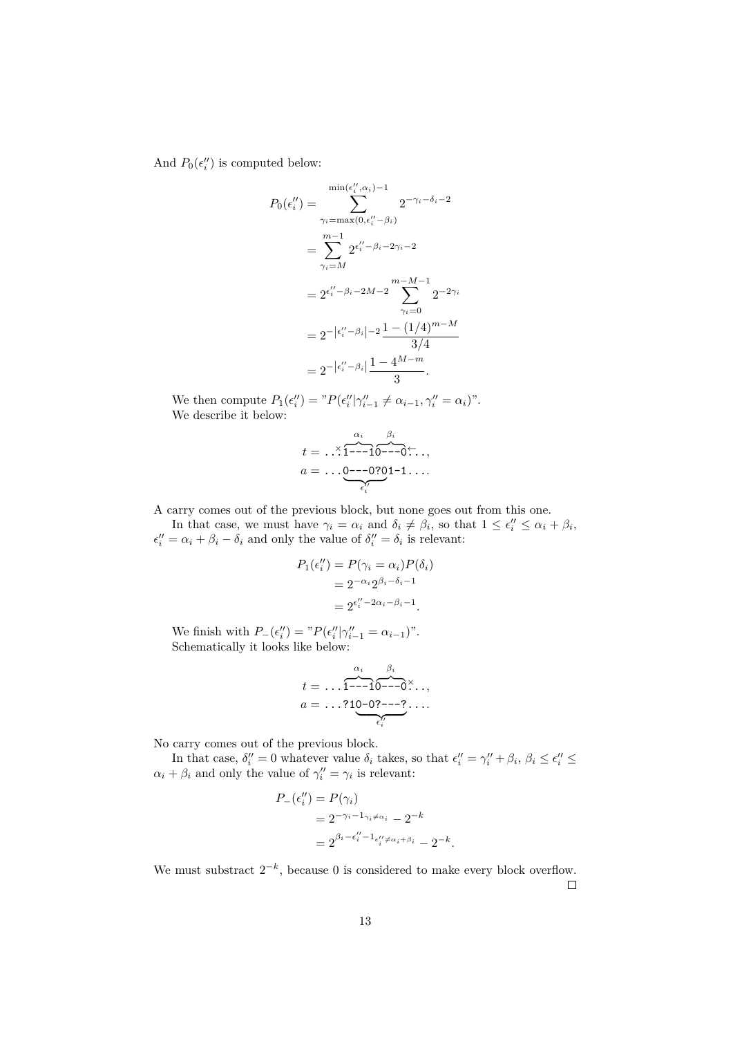And $P_0(\epsilon''_i)$ is computed below:

$$
\begin{aligned}
P_0(\epsilon''_i) &= \sum_{\gamma_i=\max(0,\epsilon''_i-\beta_i)}^{\min(\epsilon''_i,\alpha_i)-1} 2^{-\gamma_i-\delta_i-2} \\
&= \sum_{\gamma_i=M}^{m-1} 2^{\epsilon''_i-\beta_i-2\gamma_i-2} \\
&= 2^{\epsilon''_i-\beta_i-2M-2} \sum_{\gamma_i=0}^{m-M-1} 2^{-2\gamma_i} \\
&= 2^{-|\epsilon''_i-\beta_i|-2} \frac{1-(1/4)^{m-M}}{3/4} \\
&= 2^{-|\epsilon''_i-\beta_i|} \frac{1-4^{M-m}}{3}.
\end{aligned}
$$

We then compute $P_1(\epsilon''_i) =$ "$P(\epsilon''_i|\gamma''_{i-1} \neq \alpha_{i-1}, \gamma''_i = \alpha_i)$".
We describe it below:

$$
\begin{aligned}
t &= \ldots\overset{\times}{.}\overbrace{\texttt{1---1}}^{\alpha_i}\overbrace{\texttt{0---0}}^{\beta_i}\overset{\leftarrow}{.}\ldots, \\
a &= \ldots\underbrace{\texttt{0---0?0}}_{\epsilon''_i}\texttt{1-1}\ldots.
\end{aligned}
$$

A carry comes out of the previous block, but none goes out from this one.

In that case, we must have $\gamma_i = \alpha_i$ and $\delta_i \neq \beta_i$, so that $1 \leq \epsilon''_i \leq \alpha_i + \beta_i$, $\epsilon''_i = \alpha_i + \beta_i - \delta_i$ and only the value of $\delta''_i = \delta_i$ is relevant:

$$
\begin{aligned}
P_1(\epsilon''_i) &= P(\gamma_i = \alpha_i)P(\delta_i) \\
&= 2^{-\alpha_i}2^{\beta_i-\delta_i-1} \\
&= 2^{\epsilon''_i-2\alpha_i-\beta_i-1}.
\end{aligned}
$$

We finish with $P_-(\epsilon''_i) =$ "$P(\epsilon''_i|\gamma''_{i-1} = \alpha_{i-1})$".
Schematically it looks like below:

$$
\begin{aligned}
t &= \ldots\overbrace{\texttt{1---1}}^{\alpha_i}\overbrace{\texttt{0---0}}^{\beta_i}\overset{\times}{.}\ldots, \\
a &= \ldots\texttt{?}\underbrace{\texttt{10-0?---?}}_{\epsilon''_i}\ldots.
\end{aligned}
$$

No carry comes out of the previous block.

In that case, $\delta''_i = 0$ whatever value $\delta_i$ takes, so that $\epsilon''_i = \gamma''_i + \beta_i$, $\beta_i \leq \epsilon''_i \leq \alpha_i + \beta_i$ and only the value of $\gamma''_i = \gamma_i$ is relevant:

$$
\begin{aligned}
P_-(\epsilon''_i) &= P(\gamma_i) \\
&= 2^{-\gamma_i-1_{\gamma_i\neq\alpha_i}} - 2^{-k} \\
&= 2^{\beta_i-\epsilon''_i-1_{\epsilon''_i\neq\alpha_i+\beta_i}} - 2^{-k}.
\end{aligned}
$$

We must substract $2^{-k}$, because 0 is considered to make every block overflow. □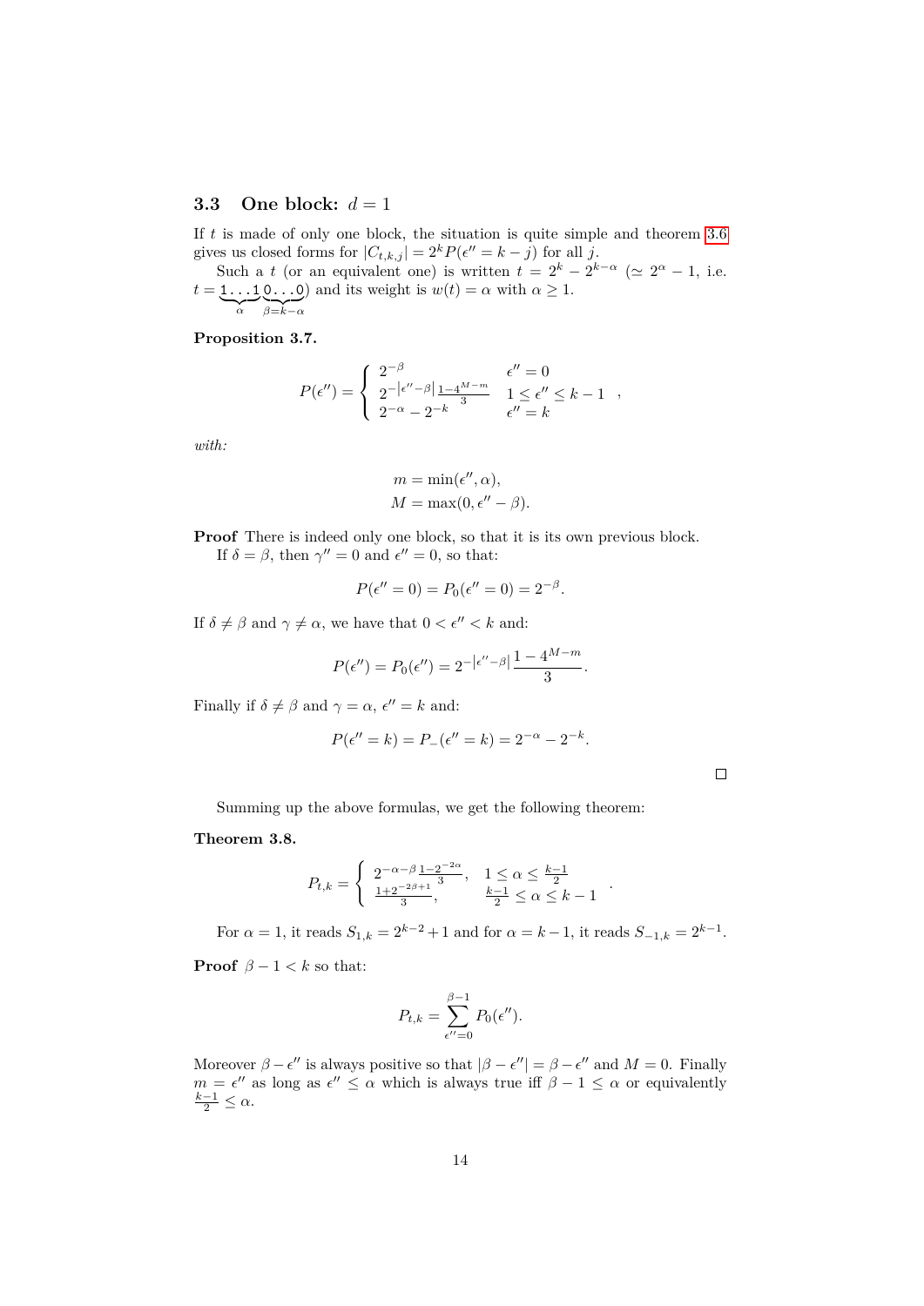### 3.3 One block: $d = 1$

If $t$ is made of only one block, the situation is quite simple and theorem 3.6 gives us closed forms for $|C_{t,k,j}| = 2^k P(\epsilon'' = k - j)$ for all $j$.

Such a $t$ (or an equivalent one) is written $t = 2^k - 2^{k-\alpha}$ ($\simeq 2^\alpha - 1$, i.e. $t = \underbrace{\texttt{1...1}}_{\alpha}\underbrace{\texttt{0...0}}_{\beta=k-\alpha}$) and its weight is $w(t) = \alpha$ with $\alpha \geq 1$.

**Proposition 3.7.**

$$P(\epsilon'') = \begin{cases} 2^{-\beta} & \epsilon'' = 0 \\ 2^{-|\epsilon''-\beta|}\frac{1-4^{M-m}}{3} & 1 \leq \epsilon'' \leq k-1 \\ 2^{-\alpha} - 2^{-k} & \epsilon'' = k \end{cases},$$

*with:*

$$m = \min(\epsilon'', \alpha),$$
$$M = \max(0, \epsilon'' - \beta).$$

**Proof** There is indeed only one block, so that it is its own previous block.

If $\delta = \beta$, then $\gamma'' = 0$ and $\epsilon'' = 0$, so that:

$$P(\epsilon'' = 0) = P_0(\epsilon'' = 0) = 2^{-\beta}.$$

If $\delta \neq \beta$ and $\gamma \neq \alpha$, we have that $0 < \epsilon'' < k$ and:

$$P(\epsilon'') = P_0(\epsilon'') = 2^{-|\epsilon''-\beta|}\frac{1-4^{M-m}}{3}.$$

Finally if $\delta \neq \beta$ and $\gamma = \alpha$, $\epsilon'' = k$ and:

$$P(\epsilon'' = k) = P_{-}(\epsilon'' = k) = 2^{-\alpha} - 2^{-k}.$$

□

Summing up the above formulas, we get the following theorem:

**Theorem 3.8.**

$$P_{t,k} = \begin{cases} 2^{-\alpha-\beta}\frac{1-2^{-2\alpha}}{3}, & 1 \leq \alpha \leq \frac{k-1}{2} \\ \frac{1+2^{-2\beta+1}}{3}, & \frac{k-1}{2} \leq \alpha \leq k-1 \end{cases}.$$

For $\alpha = 1$, it reads $S_{1,k} = 2^{k-2} + 1$ and for $\alpha = k - 1$, it reads $S_{-1,k} = 2^{k-1}$.

**Proof** $\beta - 1 < k$ so that:

$$P_{t,k} = \sum_{\epsilon''=0}^{\beta-1} P_0(\epsilon'').$$

Moreover $\beta - \epsilon''$ is always positive so that $|\beta - \epsilon''| = \beta - \epsilon''$ and $M = 0$. Finally $m = \epsilon''$ as long as $\epsilon'' \leq \alpha$ which is always true iff $\beta - 1 \leq \alpha$ or equivalently $\frac{k-1}{2} \leq \alpha$.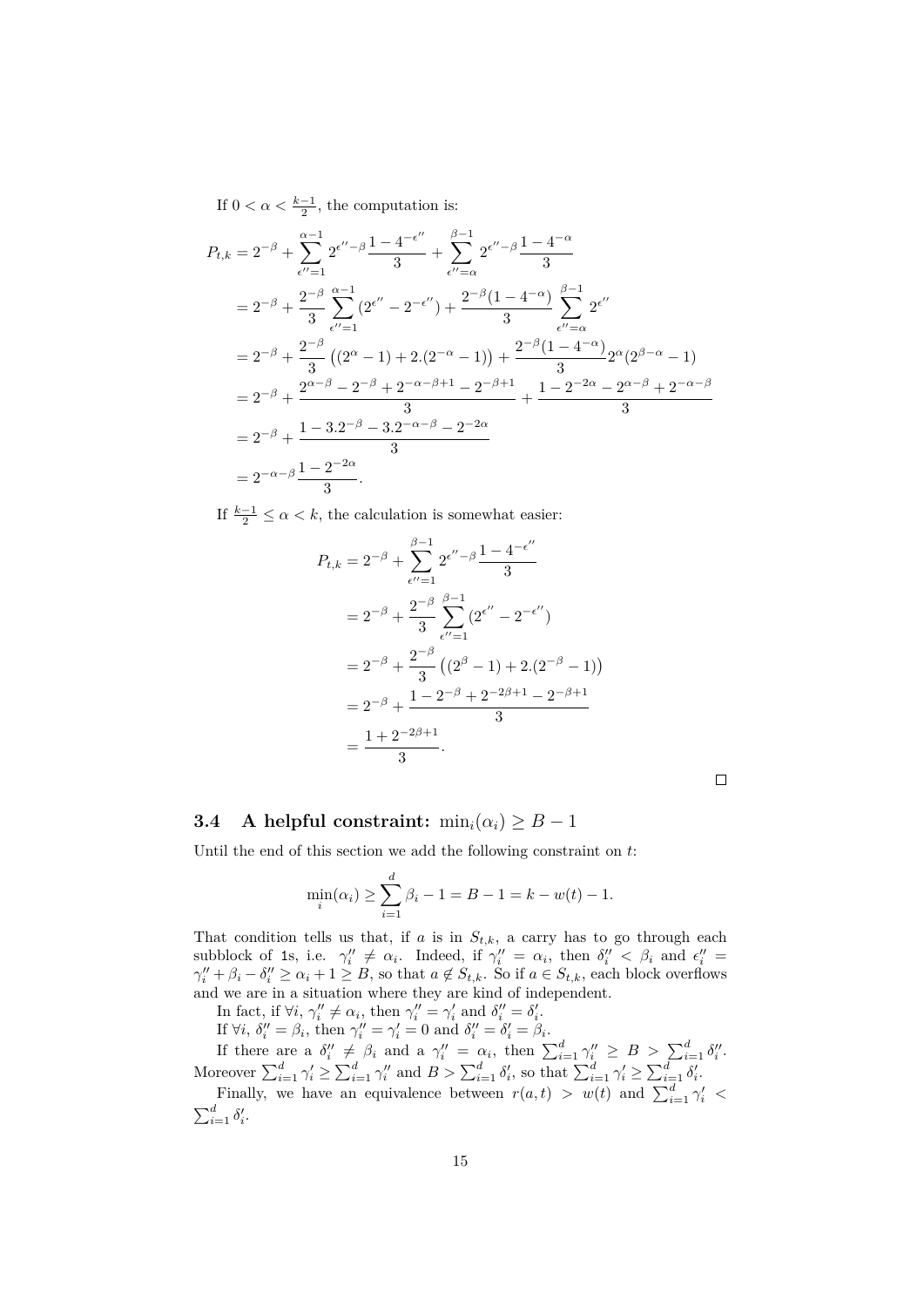If $0 < \alpha < \frac{k-1}{2}$, the computation is:

$$
\begin{aligned}
P_{t,k} &= 2^{-\beta} + \sum_{\epsilon''=1}^{\alpha-1} 2^{\epsilon''-\beta} \frac{1-4^{-\epsilon''}}{3} + \sum_{\epsilon''=\alpha}^{\beta-1} 2^{\epsilon''-\beta} \frac{1-4^{-\alpha}}{3} \\
&= 2^{-\beta} + \frac{2^{-\beta}}{3} \sum_{\epsilon''=1}^{\alpha-1} (2^{\epsilon''} - 2^{-\epsilon''}) + \frac{2^{-\beta}(1-4^{-\alpha})}{3} \sum_{\epsilon''=\alpha}^{\beta-1} 2^{\epsilon''} \\
&= 2^{-\beta} + \frac{2^{-\beta}}{3} \left( (2^{\alpha}-1) + 2.(2^{-\alpha}-1) \right) + \frac{2^{-\beta}(1-4^{-\alpha})}{3} 2^{\alpha}(2^{\beta-\alpha}-1) \\
&= 2^{-\beta} + \frac{2^{\alpha-\beta} - 2^{-\beta} + 2^{-\alpha-\beta+1} - 2^{-\beta+1}}{3} + \frac{1 - 2^{-2\alpha} - 2^{\alpha-\beta} + 2^{-\alpha-\beta}}{3} \\
&= 2^{-\beta} + \frac{1 - 3.2^{-\beta} - 3.2^{-\alpha-\beta} - 2^{-2\alpha}}{3} \\
&= 2^{-\alpha-\beta} \frac{1-2^{-2\alpha}}{3}.
\end{aligned}
$$

If $\frac{k-1}{2} \leq \alpha < k$, the calculation is somewhat easier:

$$
\begin{aligned}
P_{t,k} &= 2^{-\beta} + \sum_{\epsilon''=1}^{\beta-1} 2^{\epsilon''-\beta} \frac{1-4^{-\epsilon''}}{3} \\
&= 2^{-\beta} + \frac{2^{-\beta}}{3} \sum_{\epsilon''=1}^{\beta-1} (2^{\epsilon''} - 2^{-\epsilon''}) \\
&= 2^{-\beta} + \frac{2^{-\beta}}{3} \left( (2^{\beta}-1) + 2.(2^{-\beta}-1) \right) \\
&= 2^{-\beta} + \frac{1 - 2^{-\beta} + 2^{-2\beta+1} - 2^{-\beta+1}}{3} \\
&= \frac{1+2^{-2\beta+1}}{3}.
\end{aligned}
$$

□

### 3.4 A helpful constraint: $\min_i(\alpha_i) \geq B - 1$

Until the end of this section we add the following constraint on $t$:

$$
\min_i(\alpha_i) \geq \sum_{i=1}^{d} \beta_i - 1 = B - 1 = k - w(t) - 1.
$$

That condition tells us that, if $a$ is in $S_{t,k}$, a carry has to go through each subblock of 1s, i.e. $\gamma''_i \neq \alpha_i$. Indeed, if $\gamma''_i = \alpha_i$, then $\delta''_i < \beta_i$ and $\epsilon''_i = \gamma''_i + \beta_i - \delta''_i \geq \alpha_i + 1 \geq B$, so that $a \notin S_{t,k}$. So if $a \in S_{t,k}$, each block overflows and we are in a situation where they are kind of independent.

In fact, if $\forall i$, $\gamma''_i \neq \alpha_i$, then $\gamma''_i = \gamma'_i$ and $\delta''_i = \delta'_i$.

If $\forall i$, $\delta''_i = \beta_i$, then $\gamma''_i = \gamma'_i = 0$ and $\delta''_i = \delta'_i = \beta_i$.

If there are a $\delta''_i \neq \beta_i$ and a $\gamma''_i = \alpha_i$, then $\sum_{i=1}^{d} \gamma''_i \geq B > \sum_{i=1}^{d} \delta''_i$. Moreover $\sum_{i=1}^{d} \gamma'_i \geq \sum_{i=1}^{d} \gamma''_i$ and $B > \sum_{i=1}^{d} \delta'_i$, so that $\sum_{i=1}^{d} \gamma'_i \geq \sum_{i=1}^{d} \delta'_i$.

Finally, we have an equivalence between $r(a,t) > w(t)$ and $\sum_{i=1}^{d} \gamma'_i < \sum_{i=1}^{d} \delta'_i$.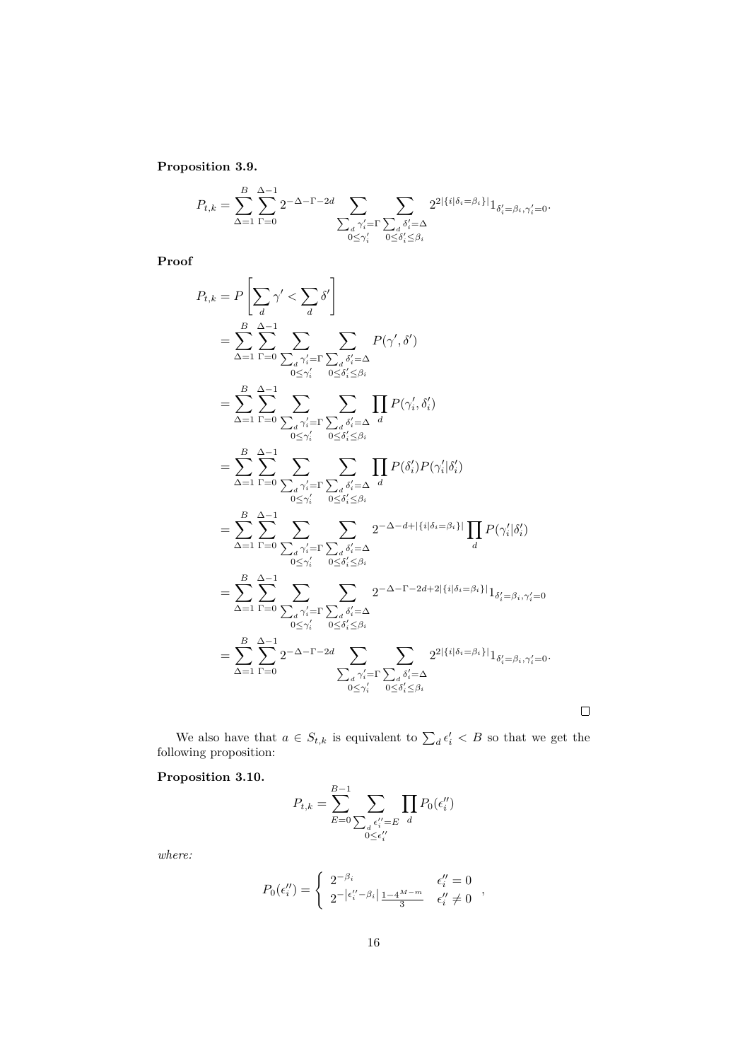**Proposition 3.9.**

$$P_{t,k} = \sum_{\Delta=1}^{B} \sum_{\Gamma=0}^{\Delta-1} 2^{-\Delta-\Gamma-2d} \sum_{\substack{\sum_d \gamma'_i = \Gamma \\ 0 \leq \gamma'_i}} \sum_{\substack{\sum_d \delta'_i = \Delta \\ 0 \leq \delta'_i \leq \beta_i}} 2^{2|\{i|\delta_i = \beta_i\}|} 1_{\delta'_i = \beta_i, \gamma'_i = 0}.$$

**Proof**

$$\begin{aligned}
P_{t,k} &= P\left[\sum_d \gamma' < \sum_d \delta'\right] \\
&= \sum_{\Delta=1}^{B} \sum_{\Gamma=0}^{\Delta-1} \sum_{\substack{\sum_d \gamma'_i = \Gamma \\ 0 \leq \gamma'_i}} \sum_{\substack{\sum_d \delta'_i = \Delta \\ 0 \leq \delta'_i \leq \beta_i}} P(\gamma', \delta') \\
&= \sum_{\Delta=1}^{B} \sum_{\Gamma=0}^{\Delta-1} \sum_{\substack{\sum_d \gamma'_i = \Gamma \\ 0 \leq \gamma'_i}} \sum_{\substack{\sum_d \delta'_i = \Delta \\ 0 \leq \delta'_i \leq \beta_i}} \prod_d P(\gamma'_i, \delta'_i) \\
&= \sum_{\Delta=1}^{B} \sum_{\Gamma=0}^{\Delta-1} \sum_{\substack{\sum_d \gamma'_i = \Gamma \\ 0 \leq \gamma'_i}} \sum_{\substack{\sum_d \delta'_i = \Delta \\ 0 \leq \delta'_i \leq \beta_i}} \prod_d P(\delta'_i) P(\gamma'_i | \delta'_i) \\
&= \sum_{\Delta=1}^{B} \sum_{\Gamma=0}^{\Delta-1} \sum_{\substack{\sum_d \gamma'_i = \Gamma \\ 0 \leq \gamma'_i}} \sum_{\substack{\sum_d \delta'_i = \Delta \\ 0 \leq \delta'_i \leq \beta_i}} 2^{-\Delta-d+|\{i|\delta_i=\beta_i\}|} \prod_d P(\gamma'_i | \delta'_i) \\
&= \sum_{\Delta=1}^{B} \sum_{\Gamma=0}^{\Delta-1} \sum_{\substack{\sum_d \gamma'_i = \Gamma \\ 0 \leq \gamma'_i}} \sum_{\substack{\sum_d \delta'_i = \Delta \\ 0 \leq \delta'_i \leq \beta_i}} 2^{-\Delta-\Gamma-2d+2|\{i|\delta_i=\beta_i\}|} 1_{\delta'_i = \beta_i, \gamma'_i = 0} \\
&= \sum_{\Delta=1}^{B} \sum_{\Gamma=0}^{\Delta-1} 2^{-\Delta-\Gamma-2d} \sum_{\substack{\sum_d \gamma'_i = \Gamma \\ 0 \leq \gamma'_i}} \sum_{\substack{\sum_d \delta'_i = \Delta \\ 0 \leq \delta'_i \leq \beta_i}} 2^{2|\{i|\delta_i = \beta_i\}|} 1_{\delta'_i = \beta_i, \gamma'_i = 0}.
\end{aligned}$$

□

We also have that $a \in S_{t,k}$ is equivalent to $\sum_d \epsilon'_i < B$ so that we get the following proposition:

**Proposition 3.10.**

$$P_{t,k} = \sum_{E=0}^{B-1} \sum_{\substack{\sum_d \epsilon''_i = E \\ 0 \leq \epsilon''_i}} \prod_d P_0(\epsilon''_i)$$

*where:*

$$P_0(\epsilon''_i) = \begin{cases} 2^{-\beta_i} & \epsilon''_i = 0 \\ 2^{-|\epsilon''_i - \beta_i|} \frac{1-4^{M-m}}{3} & \epsilon''_i \neq 0 \end{cases},$$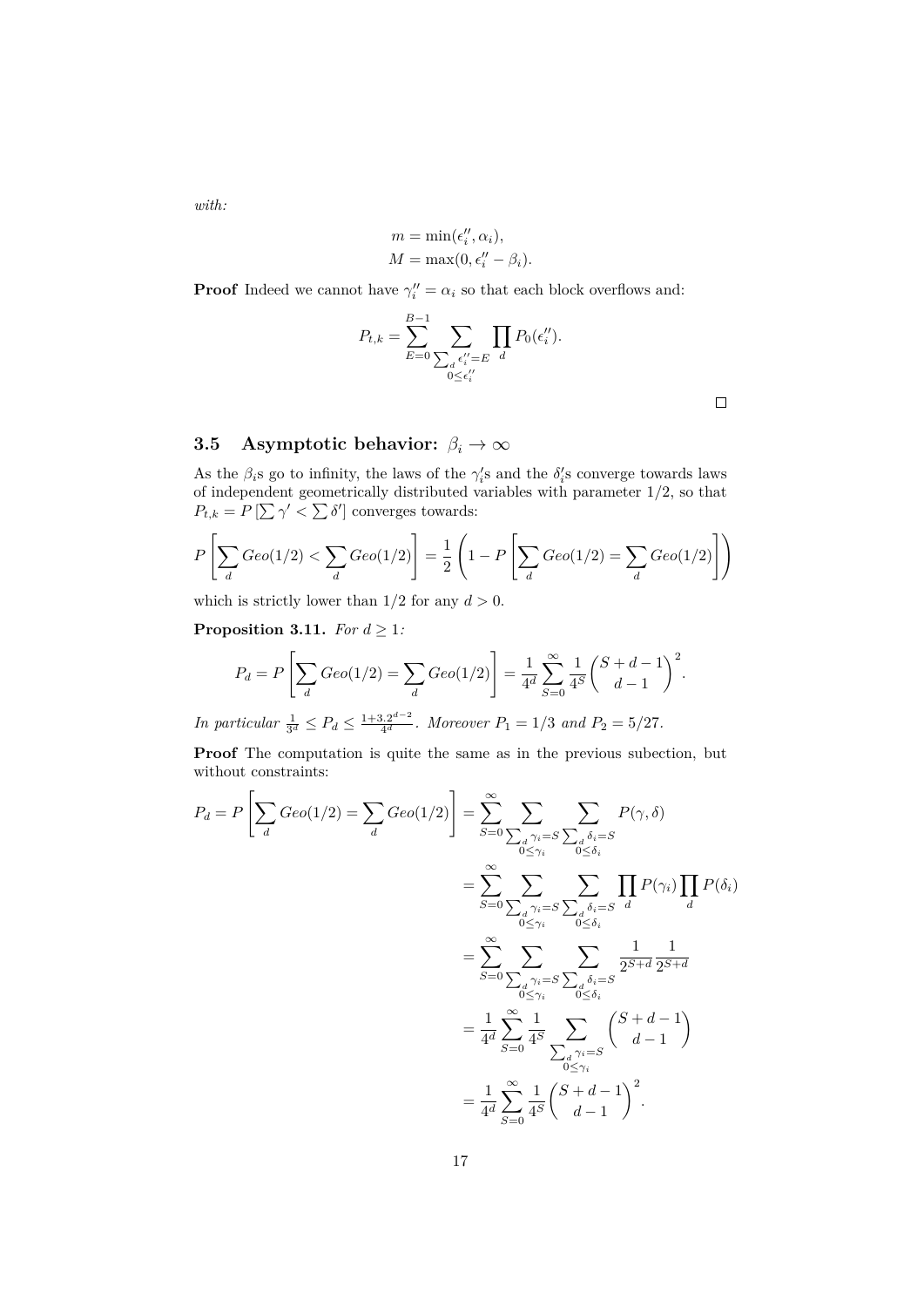*with:*

$$m = \min(\epsilon''_i, \alpha_i),$$
$$M = \max(0, \epsilon''_i - \beta_i).$$

**Proof** Indeed we cannot have $\gamma''_i = \alpha_i$ so that each block overflows and:

$$P_{t,k} = \sum_{E=0}^{B-1} \sum_{\substack{\sum_d \epsilon''_i = E \\ 0 \leq \epsilon''_i}} \prod_d P_0(\epsilon''_i).$$

□

## 3.5 Asymptotic behavior: $\beta_i \to \infty$

As the $\beta_i$s go to infinity, the laws of the $\gamma'_i$s and the $\delta'_i$s converge towards laws of independent geometrically distributed variables with parameter $1/2$, so that $P_{t,k} = P\left[\sum \gamma' < \sum \delta'\right]$ converges towards:

$$P\left[\sum_d Geo(1/2) < \sum_d Geo(1/2)\right] = \frac{1}{2}\left(1 - P\left[\sum_d Geo(1/2) = \sum_d Geo(1/2)\right]\right)$$

which is strictly lower than $1/2$ for any $d > 0$.

**Proposition 3.11.** *For $d \geq 1$:*

$$P_d = P\left[\sum_d Geo(1/2) = \sum_d Geo(1/2)\right] = \frac{1}{4^d} \sum_{S=0}^{\infty} \frac{1}{4^S} \binom{S+d-1}{d-1}^2.$$

*In particular $\frac{1}{3^d} \leq P_d \leq \frac{1+3.2^{d-2}}{4^d}$. Moreover $P_1 = 1/3$ and $P_2 = 5/27$.*

**Proof** The computation is quite the same as in the previous subection, but without constraints:

$$
\begin{aligned}
P_d = P\left[\sum_d Geo(1/2) = \sum_d Geo(1/2)\right] &= \sum_{S=0}^{\infty} \sum_{\substack{\sum_d \gamma_i = S \\ 0 \leq \gamma_i}} \sum_{\substack{\sum_d \delta_i = S \\ 0 \leq \delta_i}} P(\gamma, \delta) \\
&= \sum_{S=0}^{\infty} \sum_{\substack{\sum_d \gamma_i = S \\ 0 \leq \gamma_i}} \sum_{\substack{\sum_d \delta_i = S \\ 0 \leq \delta_i}} \prod_d P(\gamma_i) \prod_d P(\delta_i) \\
&= \sum_{S=0}^{\infty} \sum_{\substack{\sum_d \gamma_i = S \\ 0 \leq \gamma_i}} \sum_{\substack{\sum_d \delta_i = S \\ 0 \leq \delta_i}} \frac{1}{2^{S+d}} \frac{1}{2^{S+d}} \\
&= \frac{1}{4^d} \sum_{S=0}^{\infty} \frac{1}{4^S} \sum_{\substack{\sum_d \gamma_i = S \\ 0 \leq \gamma_i}} \binom{S+d-1}{d-1} \\
&= \frac{1}{4^d} \sum_{S=0}^{\infty} \frac{1}{4^S} \binom{S+d-1}{d-1}^2.
\end{aligned}
$$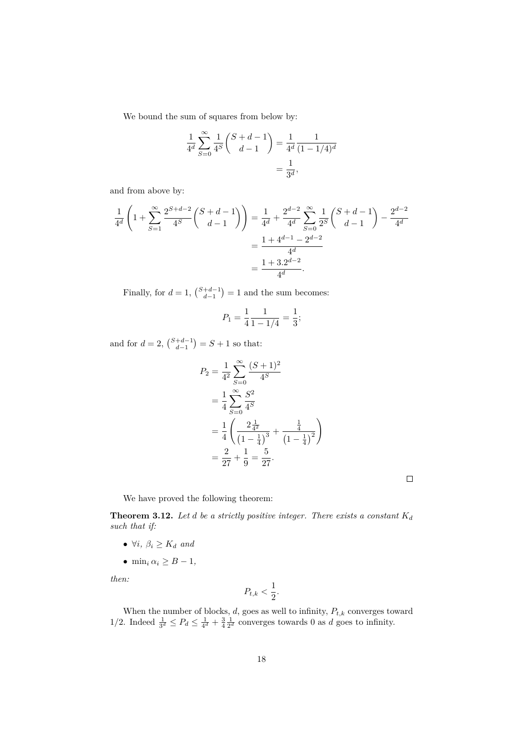We bound the sum of squares from below by:

$$
\begin{aligned}
\frac{1}{4^d}\sum_{S=0}^{\infty}\frac{1}{4^S}\binom{S+d-1}{d-1} &= \frac{1}{4^d}\frac{1}{(1-1/4)^d} \\
&= \frac{1}{3^d},
\end{aligned}
$$

and from above by:

$$
\begin{aligned}
\frac{1}{4^d}\left(1+\sum_{S=1}^{\infty}\frac{2^{S+d-2}}{4^S}\binom{S+d-1}{d-1}\right) &= \frac{1}{4^d}+\frac{2^{d-2}}{4^d}\sum_{S=0}^{\infty}\frac{1}{2^S}\binom{S+d-1}{d-1}-\frac{2^{d-2}}{4^d} \\
&= \frac{1+4^{d-1}-2^{d-2}}{4^d} \\
&= \frac{1+3.2^{d-2}}{4^d}.
\end{aligned}
$$

Finally, for $d=1$, $\binom{S+d-1}{d-1}=1$ and the sum becomes:

$$
P_1 = \frac{1}{4}\frac{1}{1-1/4} = \frac{1}{3};
$$

and for $d=2$, $\binom{S+d-1}{d-1} = S+1$ so that:

$$
\begin{aligned}
P_2 &= \frac{1}{4^2}\sum_{S=0}^{\infty}\frac{(S+1)^2}{4^S} \\
&= \frac{1}{4}\sum_{S=0}^{\infty}\frac{S^2}{4^S} \\
&= \frac{1}{4}\left(\frac{2\frac{1}{4^2}}{\left(1-\frac{1}{4}\right)^3}+\frac{\frac{1}{4}}{\left(1-\frac{1}{4}\right)^2}\right) \\
&= \frac{2}{27}+\frac{1}{9} = \frac{5}{27}.
\end{aligned}
$$

□

We have proved the following theorem:

**Theorem 3.12.** *Let $d$ be a strictly positive integer. There exists a constant $K_d$ such that if:*

- $\forall i,\ \beta_i \geq K_d$ *and*
- $\min_i \alpha_i \geq B-1$,

*then:*

$$
P_{t,k} < \frac{1}{2}.
$$

When the number of blocks, $d$, goes as well to infinity, $P_{t,k}$ converges toward $1/2$. Indeed $\frac{1}{3^d} \leq P_d \leq \frac{1}{4^d}+\frac{3}{4}\frac{1}{2^d}$ converges towards 0 as $d$ goes to infinity.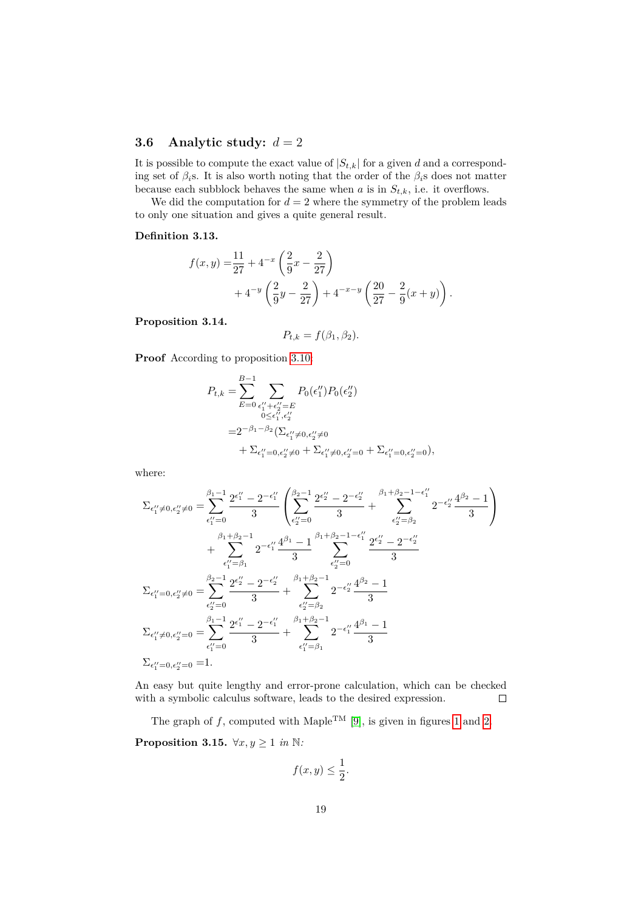### 3.6 Analytic study: $d = 2$

It is possible to compute the exact value of $|S_{t,k}|$ for a given $d$ and a corresponding set of $\beta_i$s. It is also worth noting that the order of the $\beta_i$s does not matter because each subblock behaves the same when $a$ is in $S_{t,k}$, i.e. it overflows.

We did the computation for $d = 2$ where the symmetry of the problem leads to only one situation and gives a quite general result.

**Definition 3.13.**

$$
\begin{aligned}
f(x,y) =& \frac{11}{27} + 4^{-x}\left(\frac{2}{9}x - \frac{2}{27}\right) \\
&+ 4^{-y}\left(\frac{2}{9}y - \frac{2}{27}\right) + 4^{-x-y}\left(\frac{20}{27} - \frac{2}{9}(x+y)\right).
\end{aligned}
$$

**Proposition 3.14.**

$$
P_{t,k} = f(\beta_1, \beta_2).
$$

**Proof** According to proposition 3.10:

$$
\begin{aligned}
P_{t,k} =& \sum_{E=0}^{B-1} \sum_{\substack{\epsilon_1''+\epsilon_2''=E \\ 0\le\epsilon_1'',\epsilon_2''}} P_0(\epsilon_1'')P_0(\epsilon_2'') \\
=& 2^{-\beta_1-\beta_2}(\Sigma_{\epsilon_1''\neq 0,\epsilon_2''\neq 0} \\
&+ \Sigma_{\epsilon_1''=0,\epsilon_2''\neq 0} + \Sigma_{\epsilon_1''\neq 0,\epsilon_2''=0} + \Sigma_{\epsilon_1''=0,\epsilon_2''=0}),
\end{aligned}
$$

where:

$$
\begin{aligned}
\Sigma_{\epsilon_1''\neq 0,\epsilon_2''\neq 0} =& \sum_{\epsilon_1''=0}^{\beta_1-1} \frac{2^{\epsilon_1''}-2^{-\epsilon_1''}}{3}\left(\sum_{\epsilon_2''=0}^{\beta_2-1}\frac{2^{\epsilon_2''}-2^{-\epsilon_2''}}{3} + \sum_{\epsilon_2''=\beta_2}^{\beta_1+\beta_2-1-\epsilon_1''} 2^{-\epsilon_2''}\frac{4^{\beta_2}-1}{3}\right) \\
&+ \sum_{\epsilon_1''=\beta_1}^{\beta_1+\beta_2-1} 2^{-\epsilon_1''}\frac{4^{\beta_1}-1}{3} \sum_{\epsilon_2''=0}^{\beta_1+\beta_2-1-\epsilon_1''} \frac{2^{\epsilon_2''}-2^{-\epsilon_2''}}{3} \\
\Sigma_{\epsilon_1''=0,\epsilon_2''\neq 0} =& \sum_{\epsilon_2''=0}^{\beta_2-1} \frac{2^{\epsilon_2''}-2^{-\epsilon_2''}}{3} + \sum_{\epsilon_2''=\beta_2}^{\beta_1+\beta_2-1} 2^{-\epsilon_2''}\frac{4^{\beta_2}-1}{3} \\
\Sigma_{\epsilon_1''\neq 0,\epsilon_2''=0} =& \sum_{\epsilon_1''=0}^{\beta_1-1} \frac{2^{\epsilon_1''}-2^{-\epsilon_1''}}{3} + \sum_{\epsilon_1''=\beta_1}^{\beta_1+\beta_2-1} 2^{-\epsilon_1''}\frac{4^{\beta_1}-1}{3} \\
\Sigma_{\epsilon_1''=0,\epsilon_2''=0} =& 1.
\end{aligned}
$$

An easy but quite lengthy and error-prone calculation, which can be checked with a symbolic calculus software, leads to the desired expression. $\square$

The graph of $f$, computed with Maple™ [9], is given in figures 1 and 2.

**Proposition 3.15.** *$\forall x, y \geq 1$ in $\mathbb{N}$:*

$$
f(x,y) \leq \frac{1}{2}.
$$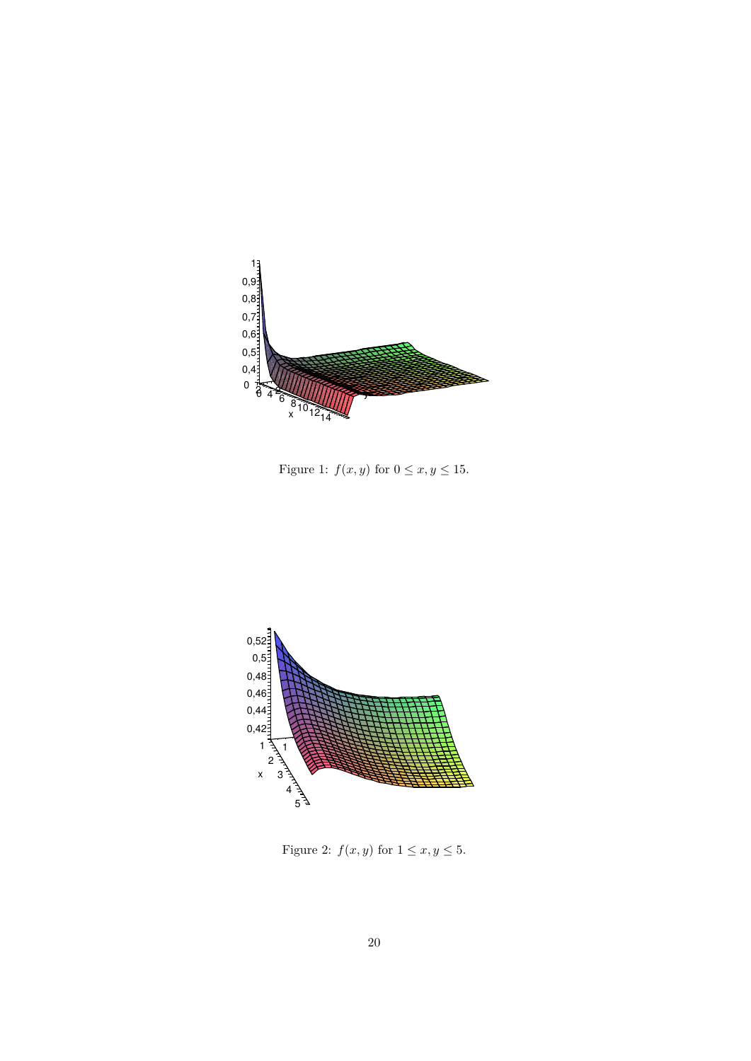Figure 1: $f(x, y)$ for $0 \leq x, y \leq 15$.

Figure 2: $f(x, y)$ for $1 \leq x, y \leq 5$.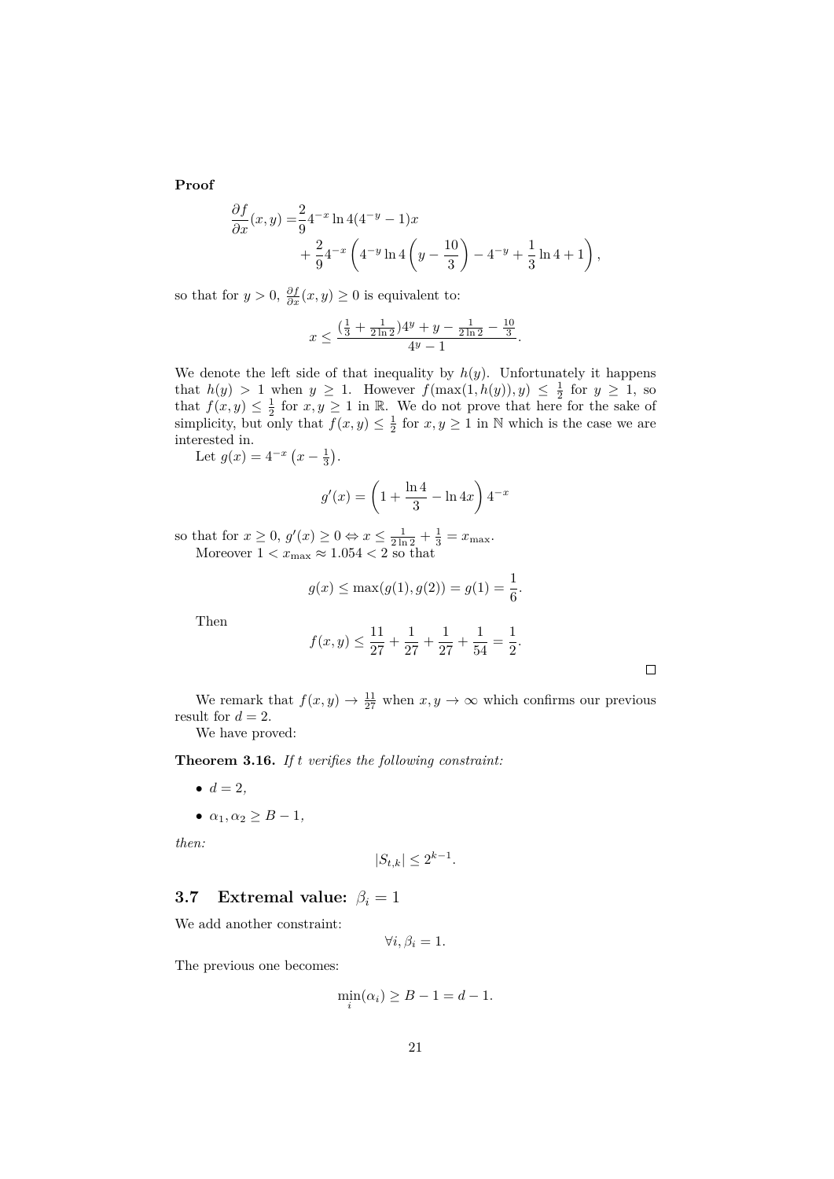**Proof**

$$
\begin{aligned}
\frac{\partial f}{\partial x}(x,y) =& \frac{2}{9}4^{-x}\ln 4(4^{-y}-1)x \\
&+ \frac{2}{9}4^{-x}\left(4^{-y}\ln 4\left(y-\frac{10}{3}\right)-4^{-y}+\frac{1}{3}\ln 4+1\right),
\end{aligned}
$$

so that for $y > 0$, $\frac{\partial f}{\partial x}(x,y) \geq 0$ is equivalent to:

$$
x \leq \frac{(\frac{1}{3}+\frac{1}{2\ln 2})4^y + y - \frac{1}{2\ln 2} - \frac{10}{3}}{4^y - 1}.
$$

We denote the left side of that inequality by $h(y)$. Unfortunately it happens that $h(y) > 1$ when $y \geq 1$. However $f(\max(1,h(y)),y) \leq \frac{1}{2}$ for $y \geq 1$, so that $f(x,y) \leq \frac{1}{2}$ for $x, y \geq 1$ in $\mathbb{R}$. We do not prove that here for the sake of simplicity, but only that $f(x,y) \leq \frac{1}{2}$ for $x, y \geq 1$ in $\mathbb{N}$ which is the case we are interested in.

Let $g(x) = 4^{-x}\left(x - \frac{1}{3}\right)$.

$$
g'(x) = \left(1 + \frac{\ln 4}{3} - \ln 4x\right)4^{-x}
$$

so that for $x \geq 0$, $g'(x) \geq 0 \Leftrightarrow x \leq \frac{1}{2\ln 2} + \frac{1}{3} = x_{\max}$.

Moreover $1 < x_{\max} \approx 1.054 < 2$ so that

$$
g(x) \leq \max(g(1), g(2)) = g(1) = \frac{1}{6}.
$$

Then

$$
f(x,y) \leq \frac{11}{27} + \frac{1}{27} + \frac{1}{27} + \frac{1}{54} = \frac{1}{2}.
$$

□

We remark that $f(x,y) \to \frac{11}{27}$ when $x, y \to \infty$ which confirms our previous result for $d = 2$.

We have proved:

**Theorem 3.16.** *If $t$ verifies the following constraint:*

- $d = 2$,
- $\alpha_1, \alpha_2 \geq B - 1$,

*then:*

$$
|S_{t,k}| \leq 2^{k-1}.
$$

## 3.7 Extremal value: $\beta_i = 1$

We add another constraint:

$$
\forall i, \beta_i = 1.
$$

The previous one becomes:

$$
\min_i(\alpha_i) \geq B - 1 = d - 1.
$$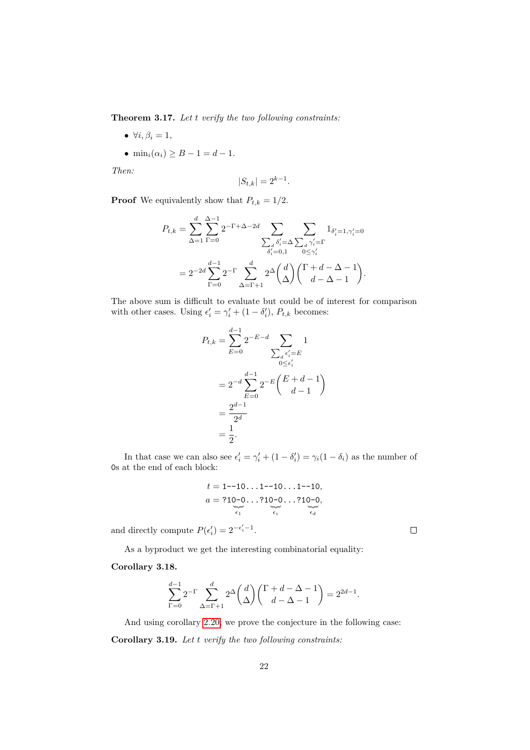**Theorem 3.17.** *Let $t$ verify the two following constraints:*

- $\forall i, \beta_i = 1$,
- $\min_i(\alpha_i) \geq B - 1 = d - 1$.

*Then:*

$$|S_{t,k}| = 2^{k-1}.$$

**Proof** We equivalently show that $P_{t,k} = 1/2$.

$$\begin{aligned}
P_{t,k} &= \sum_{\Delta=1}^{d} \sum_{\Gamma=0}^{\Delta-1} 2^{-\Gamma+\Delta-2d} \sum_{\substack{\sum_d \delta'_i = \Delta \\ \delta'_i = 0,1}} \sum_{\substack{\sum_d \gamma'_i = \Gamma \\ 0 \leq \gamma'_i}} 1_{\delta'_i=1, \gamma'_i=0} \\
&= 2^{-2d} \sum_{\Gamma=0}^{d-1} 2^{-\Gamma} \sum_{\Delta=\Gamma+1}^{d} 2^{\Delta} \binom{d}{\Delta} \binom{\Gamma + d - \Delta - 1}{d - \Delta - 1}.
\end{aligned}$$

The above sum is difficult to evaluate but could be of interest for comparison with other cases. Using $\epsilon'_i = \gamma'_i + (1 - \delta'_i)$, $P_{t,k}$ becomes:

$$\begin{aligned}
P_{t,k} &= \sum_{E=0}^{d-1} 2^{-E-d} \sum_{\substack{\sum_d \epsilon'_i = E \\ 0 \leq \epsilon'_i}} 1 \\
&= 2^{-d} \sum_{E=0}^{d-1} 2^{-E} \binom{E + d - 1}{d - 1} \\
&= \frac{2^{d-1}}{2^d} \\
&= \frac{1}{2}.
\end{aligned}$$

In that case we can also see $\epsilon'_i = \gamma'_i + (1 - \delta'_i) = \gamma_i(1 - \delta_i)$ as the number of `0`s at the end of each block:

$$\begin{aligned}
t &= \texttt{1--10}\ldots\texttt{1--10}\ldots\texttt{1--10}, \\
a &= \texttt{?1}\underbrace{\texttt{0-0}}_{\epsilon_1}\ldots\texttt{?1}\underbrace{\texttt{0-0}}_{\epsilon_i}\ldots\texttt{?1}\underbrace{\texttt{0-0}}_{\epsilon_d},
\end{aligned}$$

and directly compute $P(\epsilon'_i) = 2^{-\epsilon'_i - 1}$. $\square$

As a byproduct we get the interesting combinatorial equality:

**Corollary 3.18.**

$$\sum_{\Gamma=0}^{d-1} 2^{-\Gamma} \sum_{\Delta=\Gamma+1}^{d} 2^{\Delta} \binom{d}{\Delta} \binom{\Gamma + d - \Delta - 1}{d - \Delta - 1} = 2^{2d-1}.$$

And using corollary 2.20, we prove the conjecture in the following case:

**Corollary 3.19.** *Let $t$ verify the two following constraints:*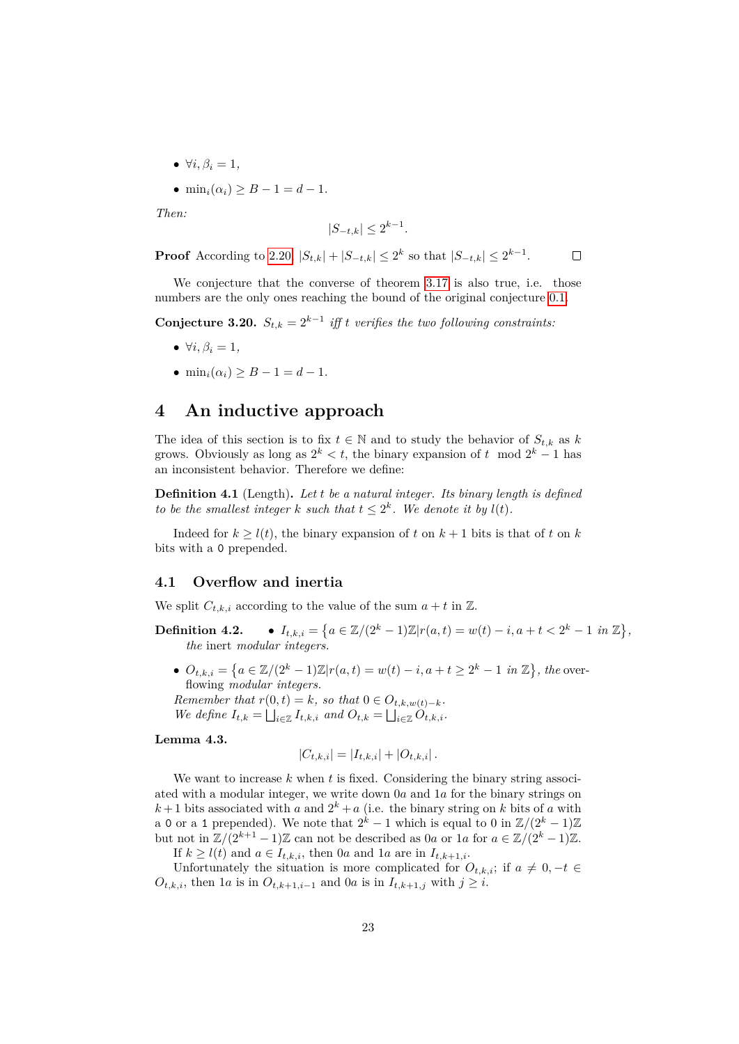- $\forall i, \beta_i = 1$,
- $\min_i(\alpha_i) \geq B - 1 = d - 1$.

*Then:*

$$|S_{-t,k}| \leq 2^{k-1}.$$

**Proof** According to 2.20, $|S_{t,k}| + |S_{-t,k}| \leq 2^k$ so that $|S_{-t,k}| \leq 2^{k-1}$. □

We conjecture that the converse of theorem 3.17 is also true, i.e. those numbers are the only ones reaching the bound of the original conjecture 0.1.

**Conjecture 3.20.** *$S_{t,k} = 2^{k-1}$ iff $t$ verifies the two following constraints:*

- $\forall i, \beta_i = 1$,
- $\min_i(\alpha_i) \geq B - 1 = d - 1$.

# 4 An inductive approach

The idea of this section is to fix $t \in \mathbb{N}$ and to study the behavior of $S_{t,k}$ as $k$ grows. Obviously as long as $2^k < t$, the binary expansion of $t \mod 2^k - 1$ has an inconsistent behavior. Therefore we define:

**Definition 4.1** (Length)**.** *Let $t$ be a natural integer. Its binary length is defined to be the smallest integer $k$ such that $t \leq 2^k$. We denote it by $l(t)$.*

Indeed for $k \geq l(t)$, the binary expansion of $t$ on $k+1$ bits is that of $t$ on $k$ bits with a `0` prepended.

## 4.1 Overflow and inertia

We split $C_{t,k,i}$ according to the value of the sum $a + t$ in $\mathbb{Z}$.

**Definition 4.2.**

- $I_{t,k,i} = \{a \in \mathbb{Z}/(2^k-1)\mathbb{Z} | r(a,t) = w(t) - i, a + t < 2^k - 1 \text{ in } \mathbb{Z}\}$, *the* inert *modular integers.*
- $O_{t,k,i} = \{a \in \mathbb{Z}/(2^k-1)\mathbb{Z} | r(a,t) = w(t) - i, a + t \geq 2^k - 1 \text{ in } \mathbb{Z}\}$, *the* overflowing *modular integers.*

*Remember that $r(0,t) = k$, so that $0 \in O_{t,k,w(t)-k}$.*
*We define $I_{t,k} = \bigsqcup_{i \in \mathbb{Z}} I_{t,k,i}$ and $O_{t,k} = \bigsqcup_{i \in \mathbb{Z}} O_{t,k,i}$.*

**Lemma 4.3.**

$$|C_{t,k,i}| = |I_{t,k,i}| + |O_{t,k,i}|.$$

We want to increase $k$ when $t$ is fixed. Considering the binary string associated with a modular integer, we write down $0a$ and $1a$ for the binary strings on $k+1$ bits associated with $a$ and $2^k + a$ (i.e. the binary string on $k$ bits of $a$ with a `0` or a `1` prepended). We note that $2^k - 1$ which is equal to $0$ in $\mathbb{Z}/(2^k-1)\mathbb{Z}$ but not in $\mathbb{Z}/(2^{k+1}-1)\mathbb{Z}$ can not be described as $0a$ or $1a$ for $a \in \mathbb{Z}/(2^k-1)\mathbb{Z}$.

If $k \geq l(t)$ and $a \in I_{t,k,i}$, then $0a$ and $1a$ are in $I_{t,k+1,i}$.

Unfortunately the situation is more complicated for $O_{t,k,i}$; if $a \neq 0, -t \in O_{t,k,i}$, then $1a$ is in $O_{t,k+1,i-1}$ and $0a$ is in $I_{t,k+1,j}$ with $j \geq i$.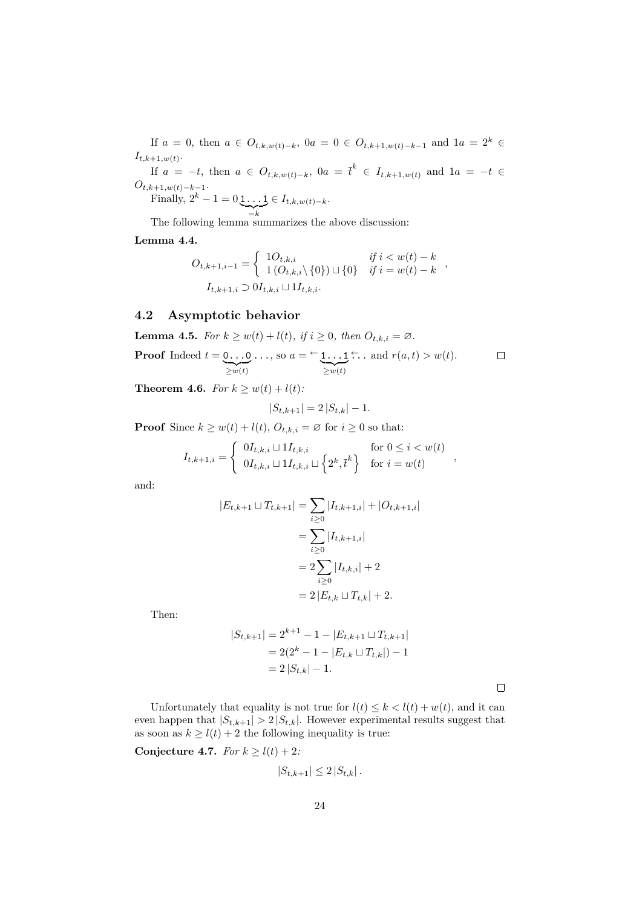If $a = 0$, then $a \in O_{t,k,w(t)-k}$, $0a = 0 \in O_{t,k+1,w(t)-k-1}$ and $1a = 2^k \in I_{t,k+1,w(t)}$.

If $a = -t$, then $a \in O_{t,k,w(t)-k}$, $0a = \overline{t}^k \in I_{t,k+1,w(t)}$ and $1a = -t \in O_{t,k+1,w(t)-k-1}$.

Finally, $2^k - 1 = 0\underbrace{\texttt{1}\ldots\texttt{1}}_{=k} \in I_{t,k,w(t)-k}$.

The following lemma summarizes the above discussion:

**Lemma 4.4.**

$$O_{t,k+1,i-1} = \begin{cases} 1O_{t,k,i} & \text{if } i < w(t) - k \\ 1\left(O_{t,k,i} \setminus \{0\}\right) \sqcup \{0\} & \text{if } i = w(t) - k \end{cases},$$

$$I_{t,k+1,i} \supset 0I_{t,k,i} \sqcup 1I_{t,k,i}.$$

## 4.2 Asymptotic behavior

**Lemma 4.5.** *For $k \geq w(t) + l(t)$, if $i \geq 0$, then $O_{t,k,i} = \varnothing$.*

**Proof** Indeed $t = \underbrace{\texttt{0}\ldots\texttt{0}}_{\geq w(t)}\ldots$, so $a = {}^{\leftarrow}\underbrace{\texttt{1}\ldots\texttt{1}}_{\geq w(t)}{}^{\leftarrow}\ldots$ and $r(a,t) > w(t)$. □

**Theorem 4.6.** *For $k \geq w(t) + l(t)$:*

$$|S_{t,k+1}| = 2\,|S_{t,k}| - 1.$$

**Proof** Since $k \geq w(t) + l(t)$, $O_{t,k,i} = \varnothing$ for $i \geq 0$ so that:

$$I_{t,k+1,i} = \begin{cases} 0I_{t,k,i} \sqcup 1I_{t,k,i} & \text{for } 0 \leq i < w(t) \\ 0I_{t,k,i} \sqcup 1I_{t,k,i} \sqcup \left\{2^k, \overline{t}^k\right\} & \text{for } i = w(t) \end{cases},$$

and:

$$\begin{aligned}
|E_{t,k+1} \sqcup T_{t,k+1}| &= \sum_{i \geq 0} |I_{t,k+1,i}| + |O_{t,k+1,i}| \\
&= \sum_{i \geq 0} |I_{t,k+1,i}| \\
&= 2\sum_{i \geq 0} |I_{t,k,i}| + 2 \\
&= 2\,|E_{t,k} \sqcup T_{t,k}| + 2.
\end{aligned}$$

Then:

$$\begin{aligned}
|S_{t,k+1}| &= 2^{k+1} - 1 - |E_{t,k+1} \sqcup T_{t,k+1}| \\
&= 2(2^k - 1 - |E_{t,k} \sqcup T_{t,k}|) - 1 \\
&= 2\,|S_{t,k}| - 1.
\end{aligned}$$

□

Unfortunately that equality is not true for $l(t) \leq k < l(t) + w(t)$, and it can even happen that $|S_{t,k+1}| > 2\,|S_{t,k}|$. However experimental results suggest that as soon as $k \geq l(t) + 2$ the following inequality is true:

**Conjecture 4.7.** *For $k \geq l(t) + 2$:*

$$|S_{t,k+1}| \leq 2\,|S_{t,k}|\,.$$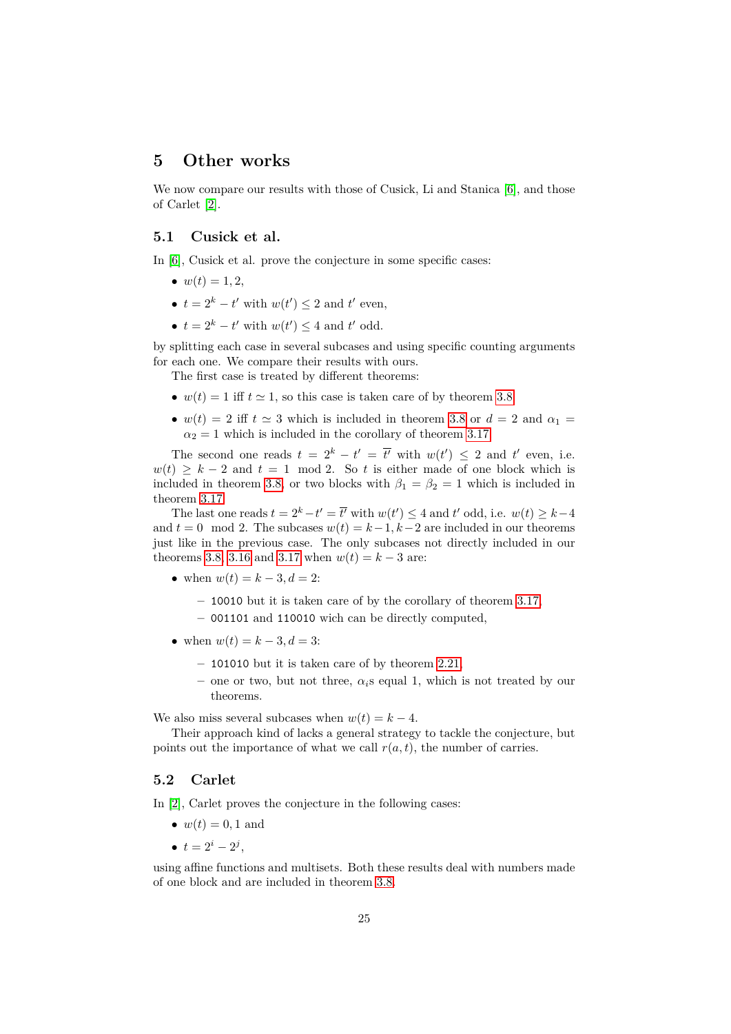## 5 Other works

We now compare our results with those of Cusick, Li and Stanica [6], and those of Carlet [2].

### 5.1 Cusick et al.

In [6], Cusick et al. prove the conjecture in some specific cases:

- $w(t) = 1, 2,$
- $t = 2^k - t'$ with $w(t') \leq 2$ and $t'$ even,
- $t = 2^k - t'$ with $w(t') \leq 4$ and $t'$ odd.

by splitting each case in several subcases and using specific counting arguments for each one. We compare their results with ours.

The first case is treated by different theorems:

- $w(t) = 1$ iff $t \simeq 1$, so this case is taken care of by theorem 3.8
- $w(t) = 2$ iff $t \simeq 3$ which is included in theorem 3.8 or $d = 2$ and $\alpha_1 = \alpha_2 = 1$ which is included in the corollary of theorem 3.17

The second one reads $t = 2^k - t' = \overline{t'}$ with $w(t') \leq 2$ and $t'$ even, i.e. $w(t) \geq k - 2$ and $t = 1 \mod 2$. So $t$ is either made of one block which is included in theorem 3.8, or two blocks with $\beta_1 = \beta_2 = 1$ which is included in theorem 3.17.

The last one reads $t = 2^k - t' = \overline{t'}$ with $w(t') \leq 4$ and $t'$ odd, i.e. $w(t) \geq k - 4$ and $t = 0 \mod 2$. The subcases $w(t) = k-1, k-2$ are included in our theorems just like in the previous case. The only subcases not directly included in our theorems 3.8, 3.16 and 3.17 when $w(t) = k - 3$ are:

- when $w(t) = k - 3, d = 2$:
  - `10010` but it is taken care of by the corollary of theorem 3.17,
  - `001101` and `110010` wich can be directly computed,
- when $w(t) = k - 3, d = 3$:
  - `101010` but it is taken care of by theorem 2.21,
  - one or two, but not three, $\alpha_i$s equal 1, which is not treated by our theorems.

We also miss several subcases when $w(t) = k - 4$.

Their approach kind of lacks a general strategy to tackle the conjecture, but points out the importance of what we call $r(a, t)$, the number of carries.

### 5.2 Carlet

In [2], Carlet proves the conjecture in the following cases:

- $w(t) = 0, 1$ and
- $t = 2^i - 2^j$,

using affine functions and multisets. Both these results deal with numbers made of one block and are included in theorem 3.8.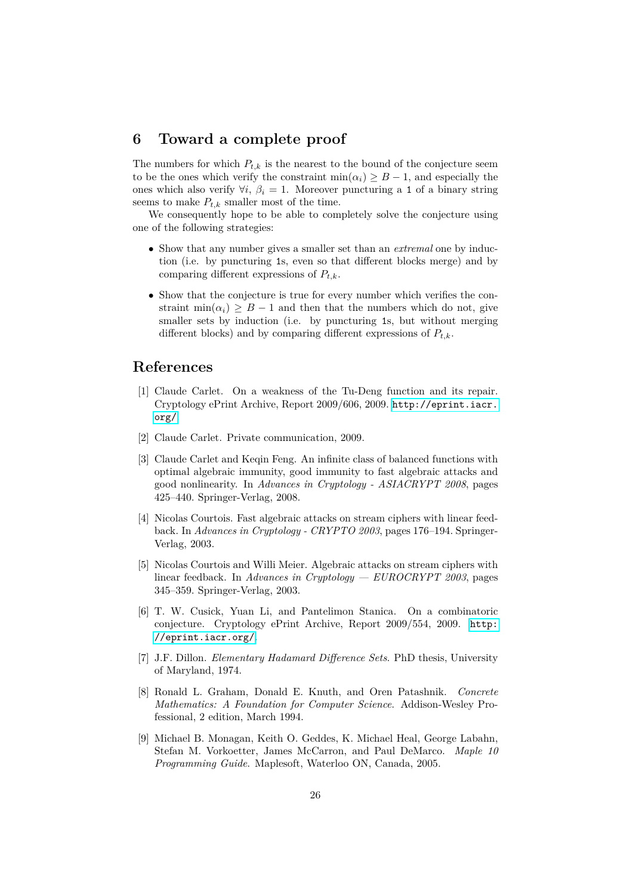## 6 Toward a complete proof

The numbers for which $P_{t,k}$ is the nearest to the bound of the conjecture seem to be the ones which verify the constraint $\min(\alpha_i) \geq B - 1$, and especially the ones which also verify $\forall i$, $\beta_i = 1$. Moreover puncturing a `1` of a binary string seems to make $P_{t,k}$ smaller most of the time.

We consequently hope to be able to completely solve the conjecture using one of the following strategies:

- Show that any number gives a smaller set than an *extremal* one by induction (i.e. by puncturing `1`s, even so that different blocks merge) and by comparing different expressions of $P_{t,k}$.
- Show that the conjecture is true for every number which verifies the constraint $\min(\alpha_i) \geq B - 1$ and then that the numbers which do not, give smaller sets by induction (i.e. by puncturing `1`s, but without merging different blocks) and by comparing different expressions of $P_{t,k}$.

## References

[1] Claude Carlet. On a weakness of the Tu-Deng function and its repair. Cryptology ePrint Archive, Report 2009/606, 2009. http://eprint.iacr.org/

[2] Claude Carlet. Private communication, 2009.

[3] Claude Carlet and Keqin Feng. An infinite class of balanced functions with optimal algebraic immunity, good immunity to fast algebraic attacks and good nonlinearity. In *Advances in Cryptology - ASIACRYPT 2008*, pages 425–440. Springer-Verlag, 2008.

[4] Nicolas Courtois. Fast algebraic attacks on stream ciphers with linear feedback. In *Advances in Cryptology - CRYPTO 2003*, pages 176–194. Springer-Verlag, 2003.

[5] Nicolas Courtois and Willi Meier. Algebraic attacks on stream ciphers with linear feedback. In *Advances in Cryptology — EUROCRYPT 2003*, pages 345–359. Springer-Verlag, 2003.

[6] T. W. Cusick, Yuan Li, and Pantelimon Stanica. On a combinatoric conjecture. Cryptology ePrint Archive, Report 2009/554, 2009. http://eprint.iacr.org/

[7] J.F. Dillon. *Elementary Hadamard Difference Sets*. PhD thesis, University of Maryland, 1974.

[8] Ronald L. Graham, Donald E. Knuth, and Oren Patashnik. *Concrete Mathematics: A Foundation for Computer Science*. Addison-Wesley Professional, 2 edition, March 1994.

[9] Michael B. Monagan, Keith O. Geddes, K. Michael Heal, George Labahn, Stefan M. Vorkoetter, James McCarron, and Paul DeMarco. *Maple 10 Programming Guide*. Maplesoft, Waterloo ON, Canada, 2005.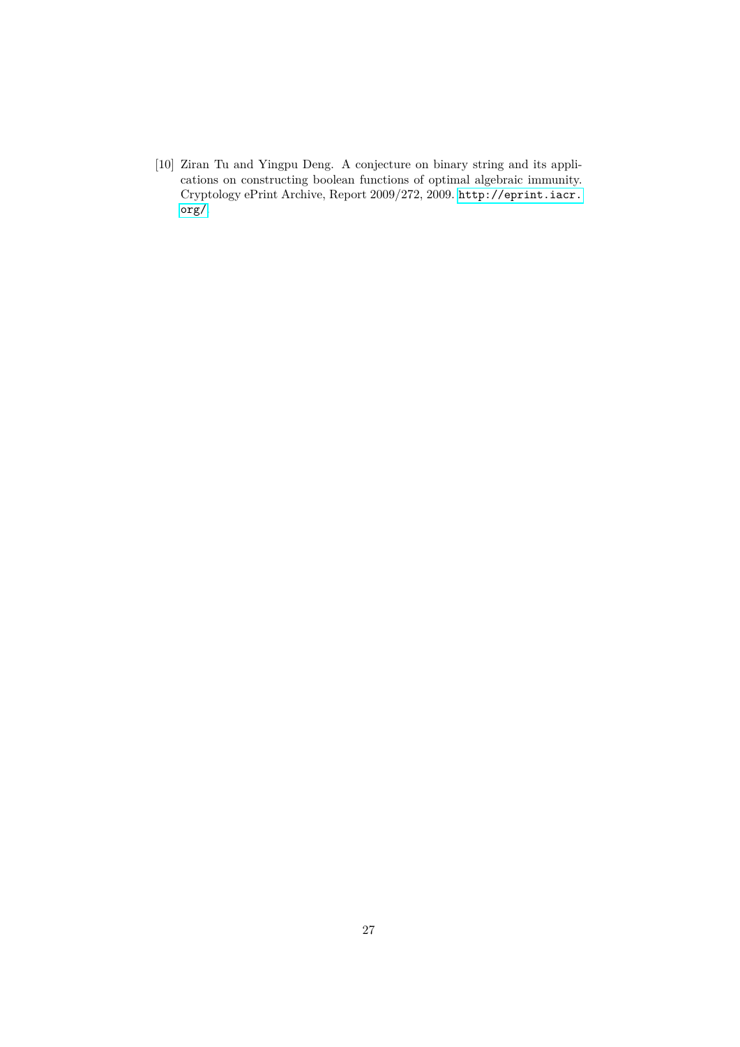[10] Ziran Tu and Yingpu Deng. A conjecture on binary string and its applications on constructing boolean functions of optimal algebraic immunity. Cryptology ePrint Archive, Report 2009/272, 2009. http://eprint.iacr.org/